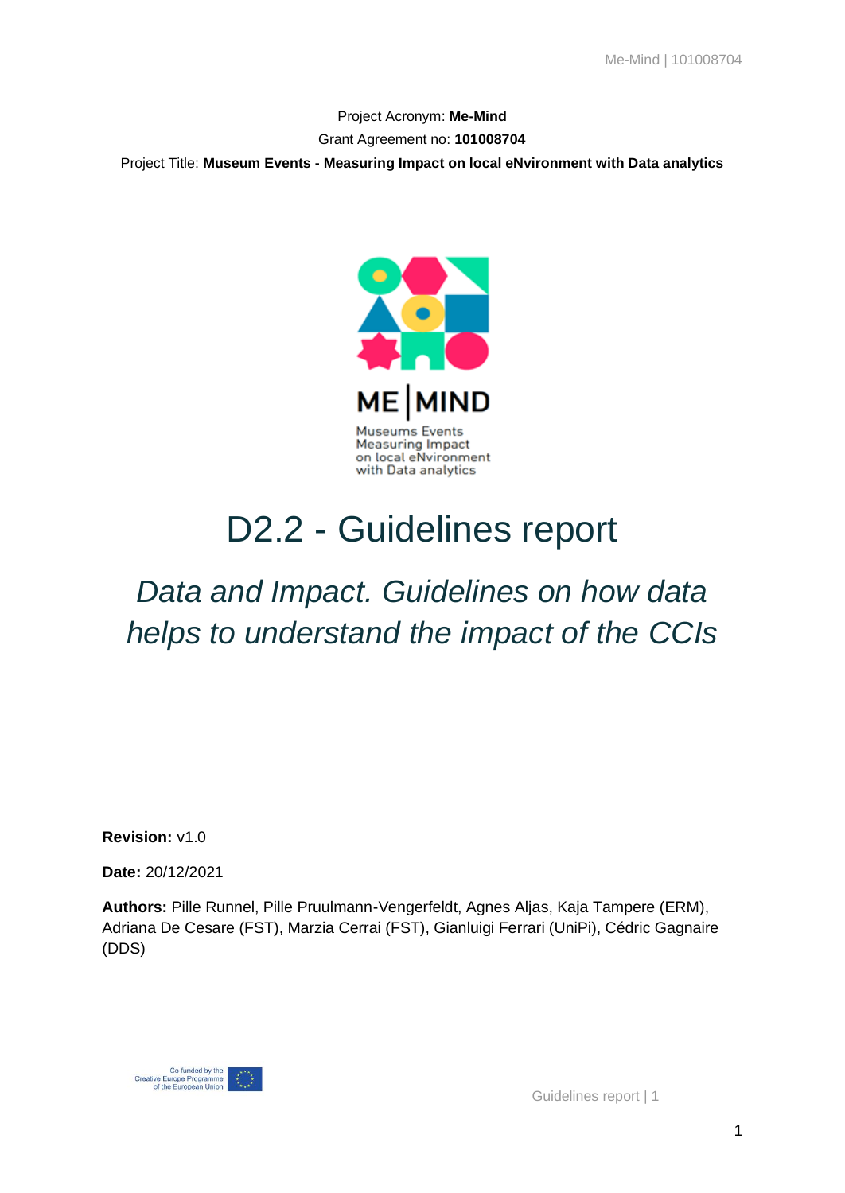Project Acronym: **Me-Mind**

Grant Agreement no: **101008704**

Project Title: **Museum Events - Measuring Impact on local eNvironment with Data analytics**

# D2.2 - Guidelines report

## *Data and Impact. Guidelines on how data helps to understand the impact of the CCIs*

**Revision:** v1.0

**Date:** 20/12/2021

**Authors:** Pille Runnel, Pille Pruulmann-Vengerfeldt, Agnes Aljas, Kaja Tampere (ERM), Adriana De Cesare (FST), Marzia Cerrai (FST), Gianluigi Ferrari (UniPi), Cédric Gagnaire (DDS)

Co-funded by the Creative Europe Programme of the European Union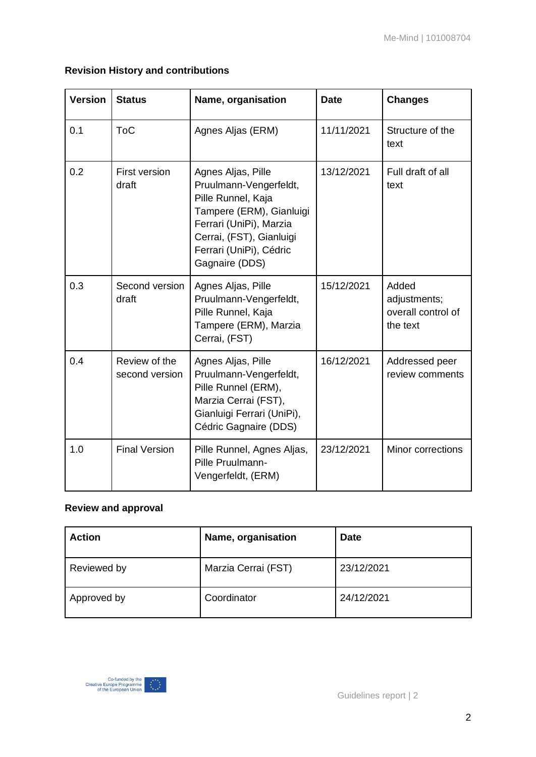**Revision History and contributions**

| Version | Status | Name, organisation | Date | Changes |
|---|---|---|---|---|
| 0.1 | ToC | Agnes Aljas (ERM) | 11/11/2021 | Structure of the text |
| 0.2 | First version draft | Agnes Aljas, Pille Pruulmann-Vengerfeldt, Pille Runnel, Kaja Tampere (ERM), Gianluigi Ferrari (UniPi), Marzia Cerrai, (FST), Gianluigi Ferrari (UniPi), Cédric Gagnaire (DDS) | 13/12/2021 | Full draft of all text |
| 0.3 | Second version draft | Agnes Aljas, Pille Pruulmann-Vengerfeldt, Pille Runnel, Kaja Tampere (ERM), Marzia Cerrai, (FST) | 15/12/2021 | Added adjustments; overall control of the text |
| 0.4 | Review of the second version | Agnes Aljas, Pille Pruulmann-Vengerfeldt, Pille Runnel (ERM), Marzia Cerrai (FST), Gianluigi Ferrari (UniPi), Cédric Gagnaire (DDS) | 16/12/2021 | Addressed peer review comments |
| 1.0 | Final Version | Pille Runnel, Agnes Aljas, Pille Pruulmann-Vengerfeldt, (ERM) | 23/12/2021 | Minor corrections |

**Review and approval**

| Action | Name, organisation | Date |
|---|---|---|
| Reviewed by | Marzia Cerrai (FST) | 23/12/2021 |
| Approved by | Coordinator | 24/12/2021 |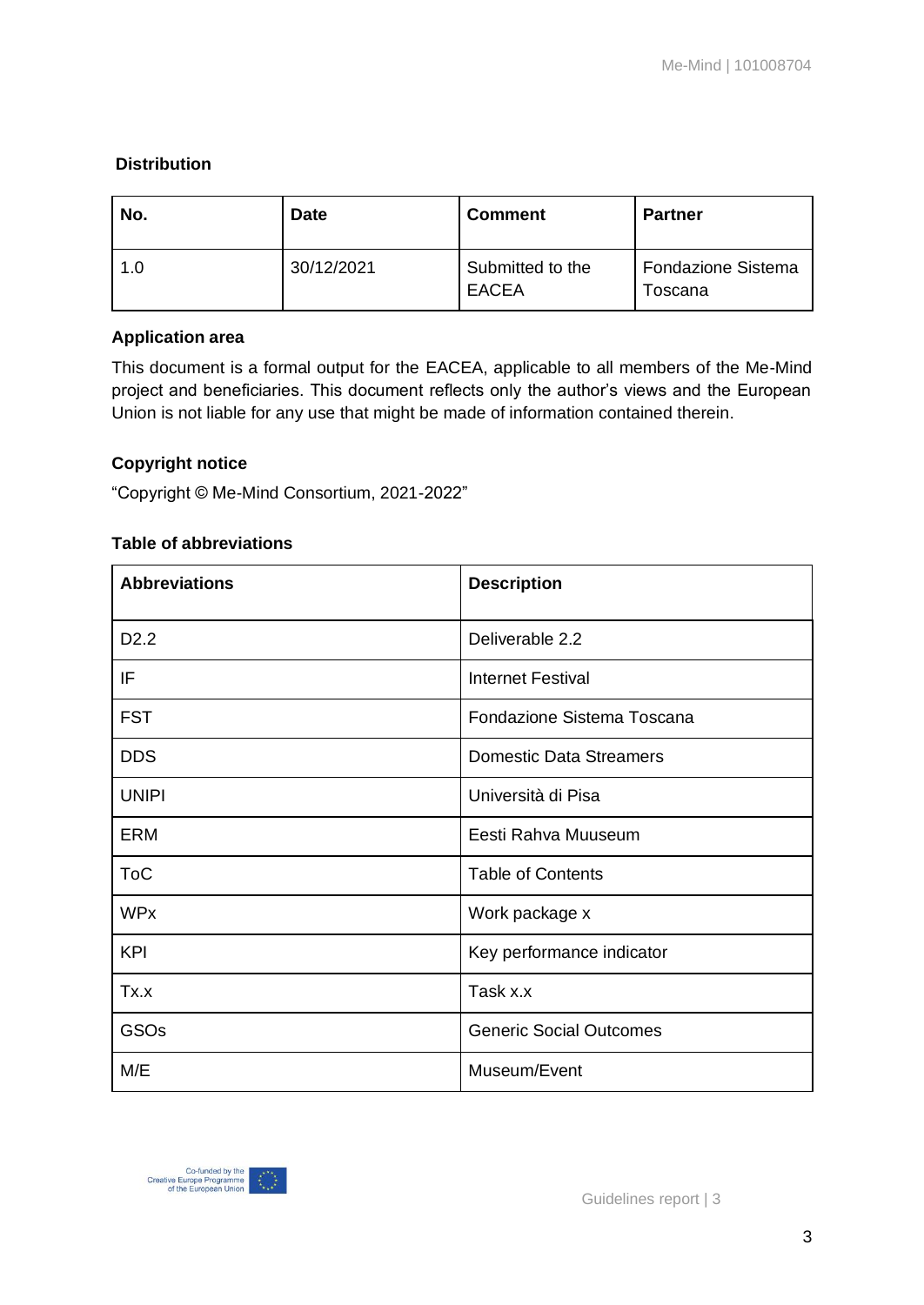**Distribution**

| No. | Date | Comment | Partner |
| --- | --- | --- | --- |
| 1.0 | 30/12/2021 | Submitted to the EACEA | Fondazione Sistema Toscana |

**Application area**

This document is a formal output for the EACEA, applicable to all members of the Me-Mind project and beneficiaries. This document reflects only the author's views and the European Union is not liable for any use that might be made of information contained therein.

**Copyright notice**

"Copyright © Me-Mind Consortium, 2021-2022"

**Table of abbreviations**

| Abbreviations | Description |
| --- | --- |
| D2.2 | Deliverable 2.2 |
| IF | Internet Festival |
| FST | Fondazione Sistema Toscana |
| DDS | Domestic Data Streamers |
| UNIPI | Università di Pisa |
| ERM | Eesti Rahva Muuseum |
| ToC | Table of Contents |
| WPx | Work package x |
| KPI | Key performance indicator |
| Tx.x | Task x.x |
| GSOs | Generic Social Outcomes |
| M/E | Museum/Event |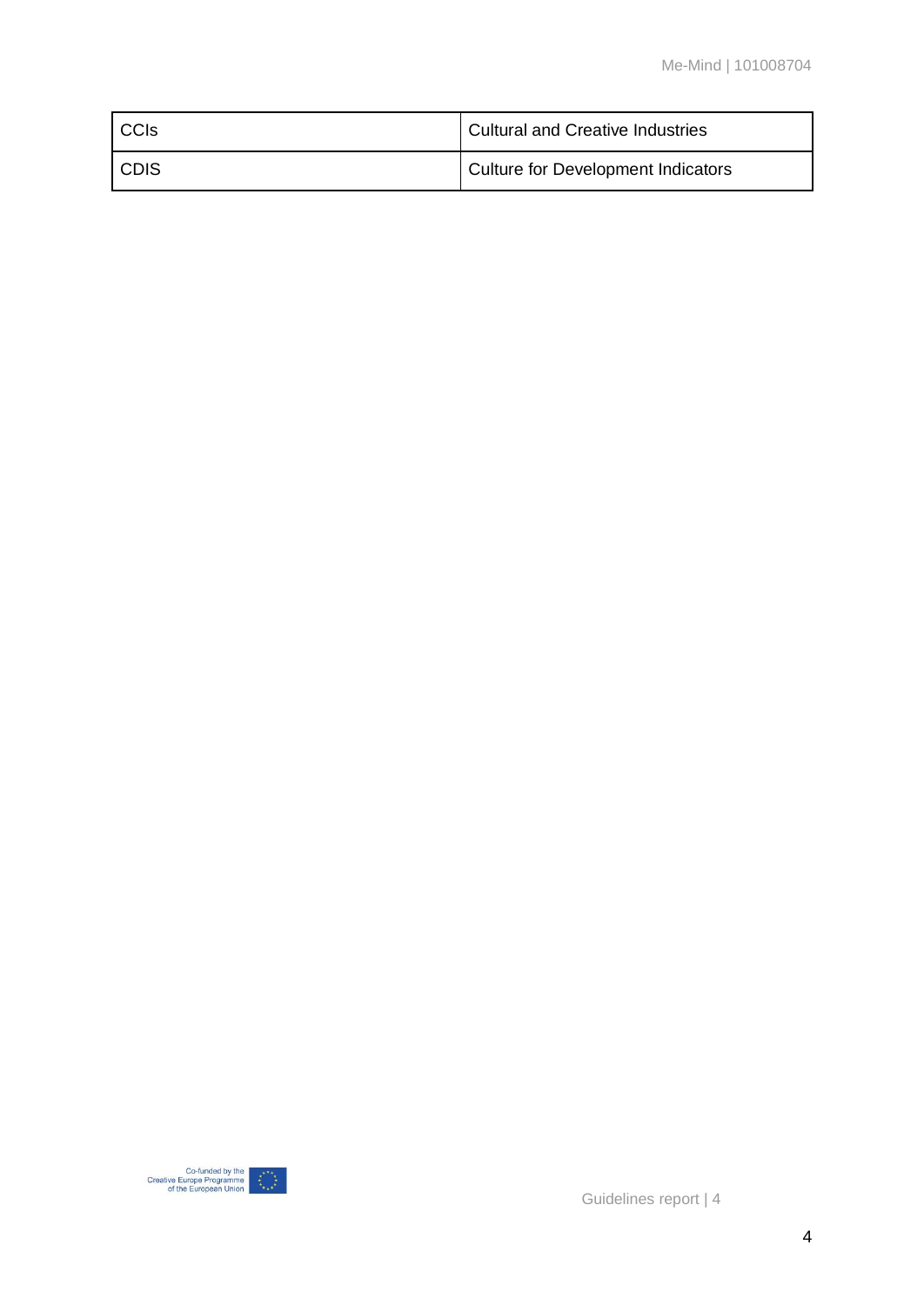| CCIs | Cultural and Creative Industries |
| --- | --- |
| CDIS | Culture for Development Indicators |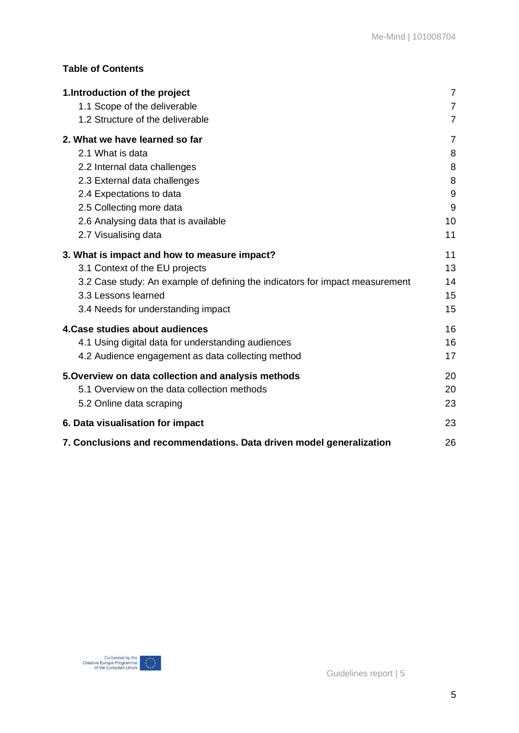**Table of Contents**

| | |
|---|---|
| **1.Introduction of the project** | 7 |
| 1.1 Scope of the deliverable | 7 |
| 1.2 Structure of the deliverable | 7 |
| **2. What we have learned so far** | 7 |
| 2.1 What is data | 8 |
| 2.2 Internal data challenges | 8 |
| 2.3 External data challenges | 8 |
| 2.4 Expectations to data | 9 |
| 2.5 Collecting more data | 9 |
| 2.6 Analysing data that is available | 10 |
| 2.7 Visualising data | 11 |
| **3. What is impact and how to measure impact?** | 11 |
| 3.1 Context of the EU projects | 13 |
| 3.2 Case study: An example of defining the indicators for impact measurement | 14 |
| 3.3 Lessons learned | 15 |
| 3.4 Needs for understanding impact | 15 |
| **4.Case studies about audiences** | 16 |
| 4.1 Using digital data for understanding audiences | 16 |
| 4.2 Audience engagement as data collecting method | 17 |
| **5.Overview on data collection and analysis methods** | 20 |
| 5.1 Overview on the data collection methods | 20 |
| 5.2 Online data scraping | 23 |
| **6. Data visualisation for impact** | 23 |
| **7. Conclusions and recommendations. Data driven model generalization** | 26 |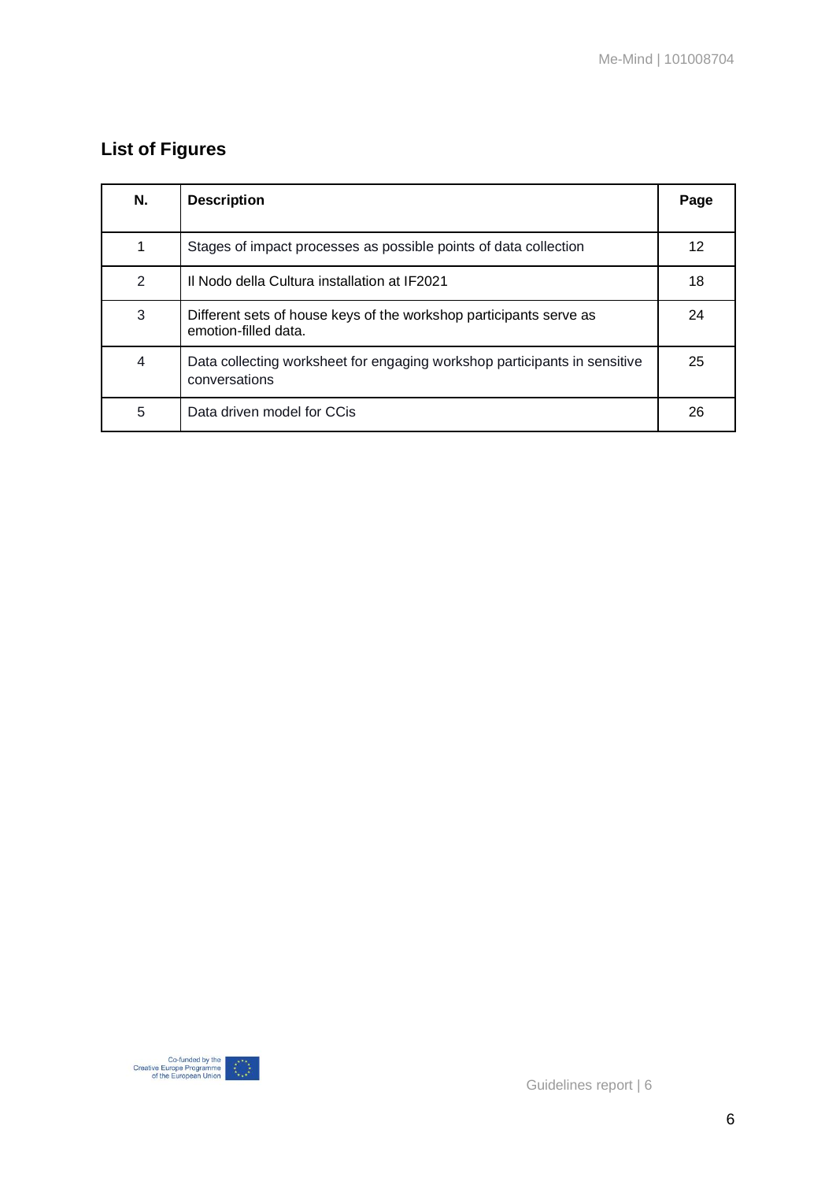## List of Figures

| N. | Description | Page |
|---|---|---|
| 1 | Stages of impact processes as possible points of data collection | 12 |
| 2 | Il Nodo della Cultura installation at IF2021 | 18 |
| 3 | Different sets of house keys of the workshop participants serve as emotion-filled data. | 24 |
| 4 | Data collecting worksheet for engaging workshop participants in sensitive conversations | 25 |
| 5 | Data driven model for CCis | 26 |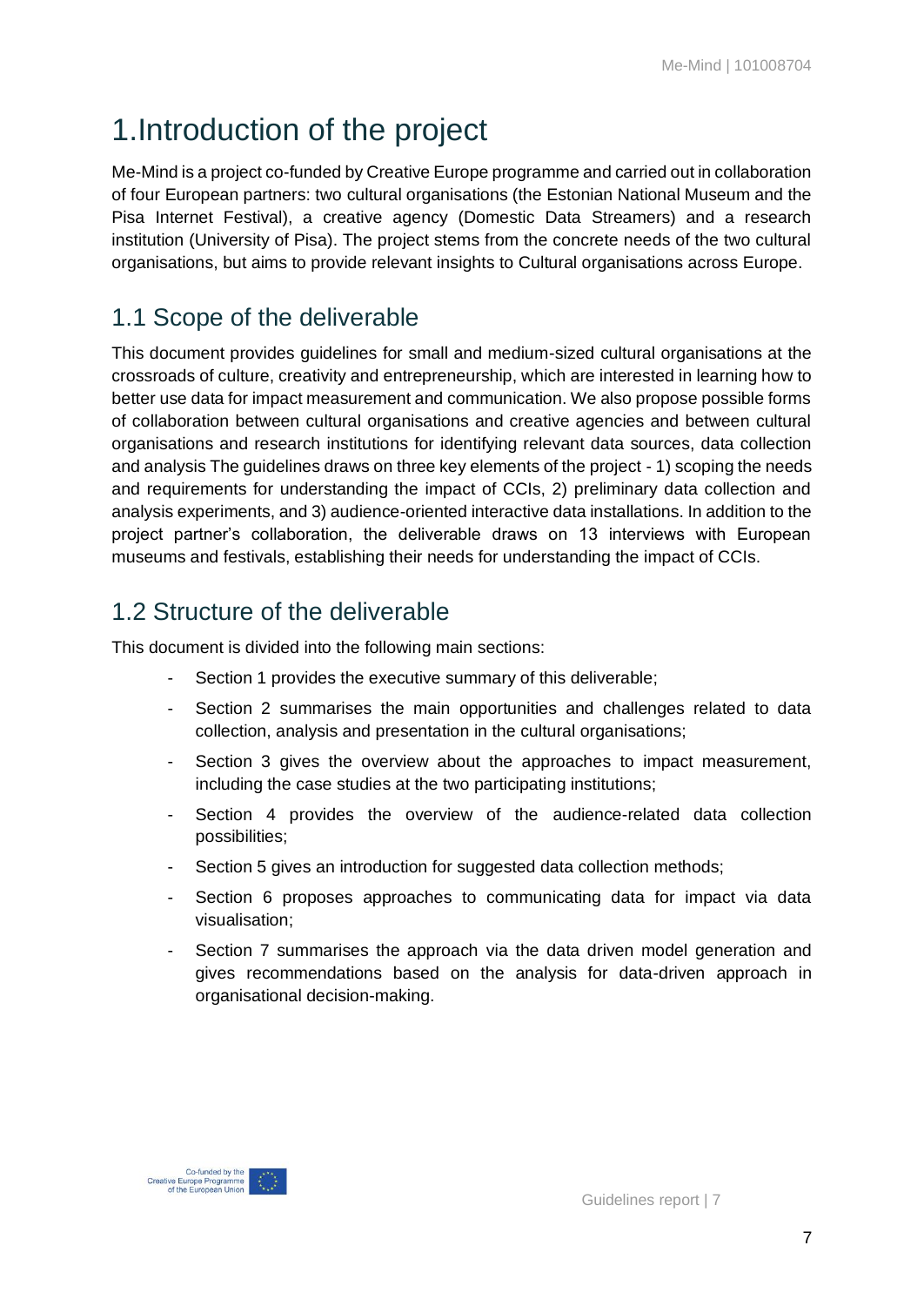# 1.Introduction of the project

Me-Mind is a project co-funded by Creative Europe programme and carried out in collaboration of four European partners: two cultural organisations (the Estonian National Museum and the Pisa Internet Festival), a creative agency (Domestic Data Streamers) and a research institution (University of Pisa). The project stems from the concrete needs of the two cultural organisations, but aims to provide relevant insights to Cultural organisations across Europe.

## 1.1 Scope of the deliverable

This document provides guidelines for small and medium-sized cultural organisations at the crossroads of culture, creativity and entrepreneurship, which are interested in learning how to better use data for impact measurement and communication. We also propose possible forms of collaboration between cultural organisations and creative agencies and between cultural organisations and research institutions for identifying relevant data sources, data collection and analysis The guidelines draws on three key elements of the project - 1) scoping the needs and requirements for understanding the impact of CCIs, 2) preliminary data collection and analysis experiments, and 3) audience-oriented interactive data installations. In addition to the project partner's collaboration, the deliverable draws on 13 interviews with European museums and festivals, establishing their needs for understanding the impact of CCIs.

## 1.2 Structure of the deliverable

This document is divided into the following main sections:

- Section 1 provides the executive summary of this deliverable;
- Section 2 summarises the main opportunities and challenges related to data collection, analysis and presentation in the cultural organisations;
- Section 3 gives the overview about the approaches to impact measurement, including the case studies at the two participating institutions;
- Section 4 provides the overview of the audience-related data collection possibilities;
- Section 5 gives an introduction for suggested data collection methods;
- Section 6 proposes approaches to communicating data for impact via data visualisation;
- Section 7 summarises the approach via the data driven model generation and gives recommendations based on the analysis for data-driven approach in organisational decision-making.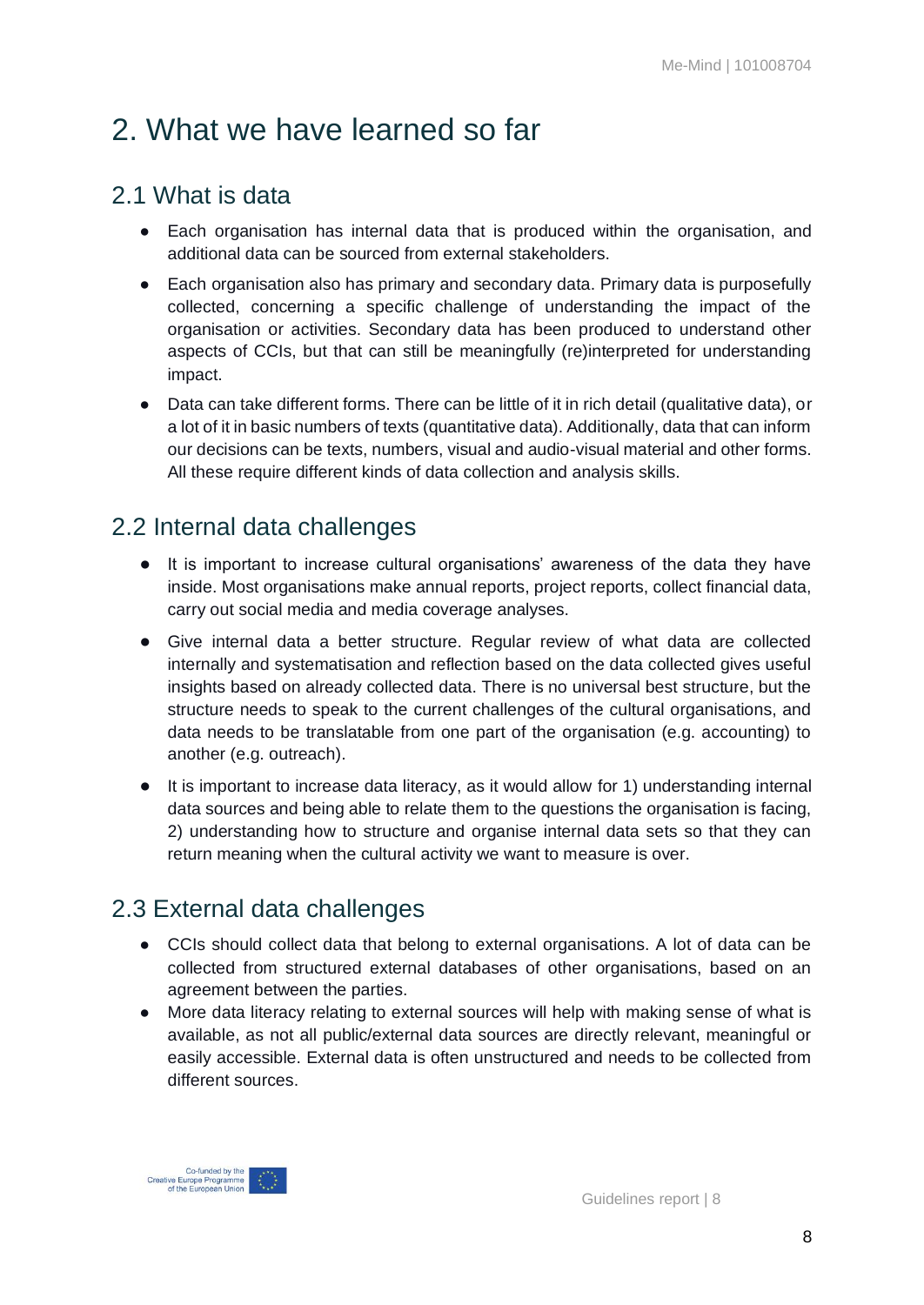# 2. What we have learned so far

## 2.1 What is data

- Each organisation has internal data that is produced within the organisation, and additional data can be sourced from external stakeholders.
- Each organisation also has primary and secondary data. Primary data is purposefully collected, concerning a specific challenge of understanding the impact of the organisation or activities. Secondary data has been produced to understand other aspects of CCIs, but that can still be meaningfully (re)interpreted for understanding impact.
- Data can take different forms. There can be little of it in rich detail (qualitative data), or a lot of it in basic numbers of texts (quantitative data). Additionally, data that can inform our decisions can be texts, numbers, visual and audio-visual material and other forms. All these require different kinds of data collection and analysis skills.

## 2.2 Internal data challenges

- It is important to increase cultural organisations' awareness of the data they have inside. Most organisations make annual reports, project reports, collect financial data, carry out social media and media coverage analyses.
- Give internal data a better structure. Regular review of what data are collected internally and systematisation and reflection based on the data collected gives useful insights based on already collected data. There is no universal best structure, but the structure needs to speak to the current challenges of the cultural organisations, and data needs to be translatable from one part of the organisation (e.g. accounting) to another (e.g. outreach).
- It is important to increase data literacy, as it would allow for 1) understanding internal data sources and being able to relate them to the questions the organisation is facing, 2) understanding how to structure and organise internal data sets so that they can return meaning when the cultural activity we want to measure is over.

## 2.3 External data challenges

- CCIs should collect data that belong to external organisations. A lot of data can be collected from structured external databases of other organisations, based on an agreement between the parties.
- More data literacy relating to external sources will help with making sense of what is available, as not all public/external data sources are directly relevant, meaningful or easily accessible. External data is often unstructured and needs to be collected from different sources.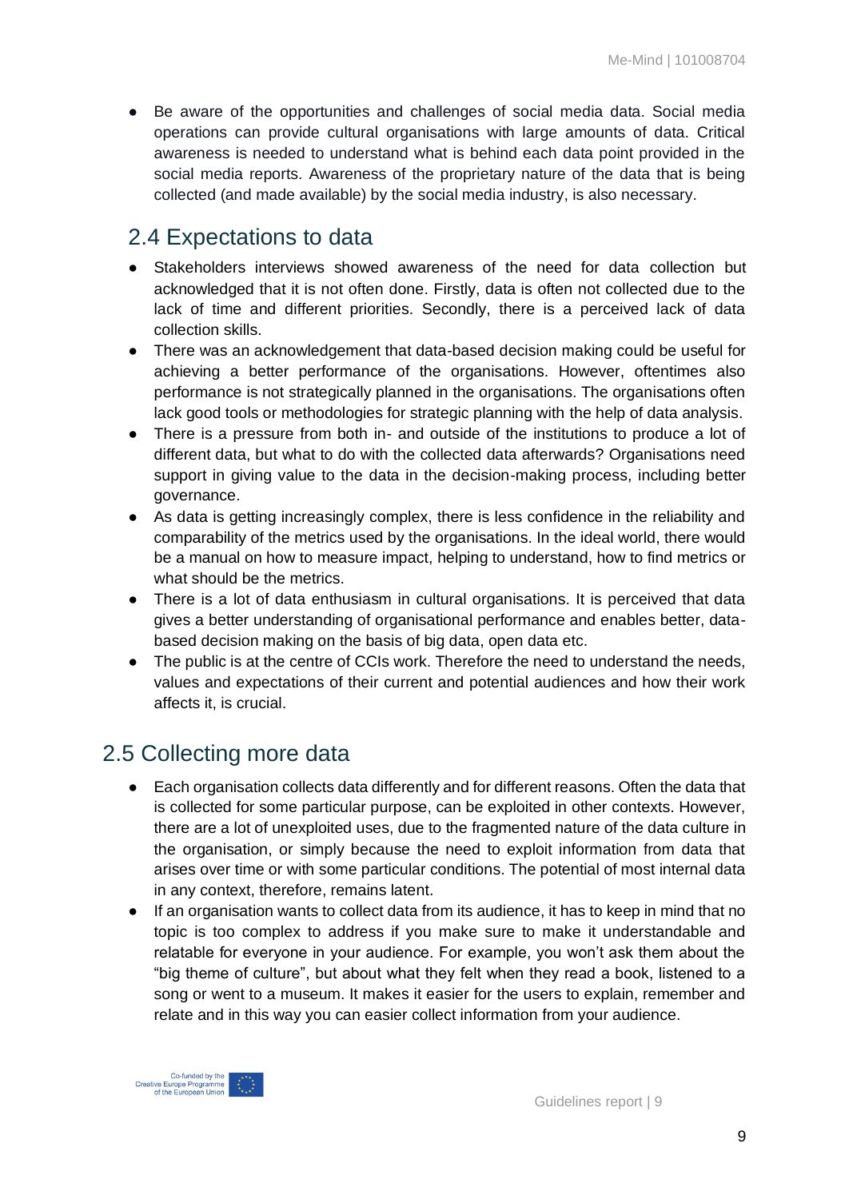- Be aware of the opportunities and challenges of social media data. Social media operations can provide cultural organisations with large amounts of data. Critical awareness is needed to understand what is behind each data point provided in the social media reports. Awareness of the proprietary nature of the data that is being collected (and made available) by the social media industry, is also necessary.

## 2.4 Expectations to data

- Stakeholders interviews showed awareness of the need for data collection but acknowledged that it is not often done. Firstly, data is often not collected due to the lack of time and different priorities. Secondly, there is a perceived lack of data collection skills.
- There was an acknowledgement that data-based decision making could be useful for achieving a better performance of the organisations. However, oftentimes also performance is not strategically planned in the organisations. The organisations often lack good tools or methodologies for strategic planning with the help of data analysis.
- There is a pressure from both in- and outside of the institutions to produce a lot of different data, but what to do with the collected data afterwards? Organisations need support in giving value to the data in the decision-making process, including better governance.
- As data is getting increasingly complex, there is less confidence in the reliability and comparability of the metrics used by the organisations. In the ideal world, there would be a manual on how to measure impact, helping to understand, how to find metrics or what should be the metrics.
- There is a lot of data enthusiasm in cultural organisations. It is perceived that data gives a better understanding of organisational performance and enables better, data-based decision making on the basis of big data, open data etc.
- The public is at the centre of CCIs work. Therefore the need to understand the needs, values and expectations of their current and potential audiences and how their work affects it, is crucial.

## 2.5 Collecting more data

- Each organisation collects data differently and for different reasons. Often the data that is collected for some particular purpose, can be exploited in other contexts. However, there are a lot of unexploited uses, due to the fragmented nature of the data culture in the organisation, or simply because the need to exploit information from data that arises over time or with some particular conditions. The potential of most internal data in any context, therefore, remains latent.
- If an organisation wants to collect data from its audience, it has to keep in mind that no topic is too complex to address if you make sure to make it understandable and relatable for everyone in your audience. For example, you won't ask them about the "big theme of culture", but about what they felt when they read a book, listened to a song or went to a museum. It makes it easier for the users to explain, remember and relate and in this way you can easier collect information from your audience.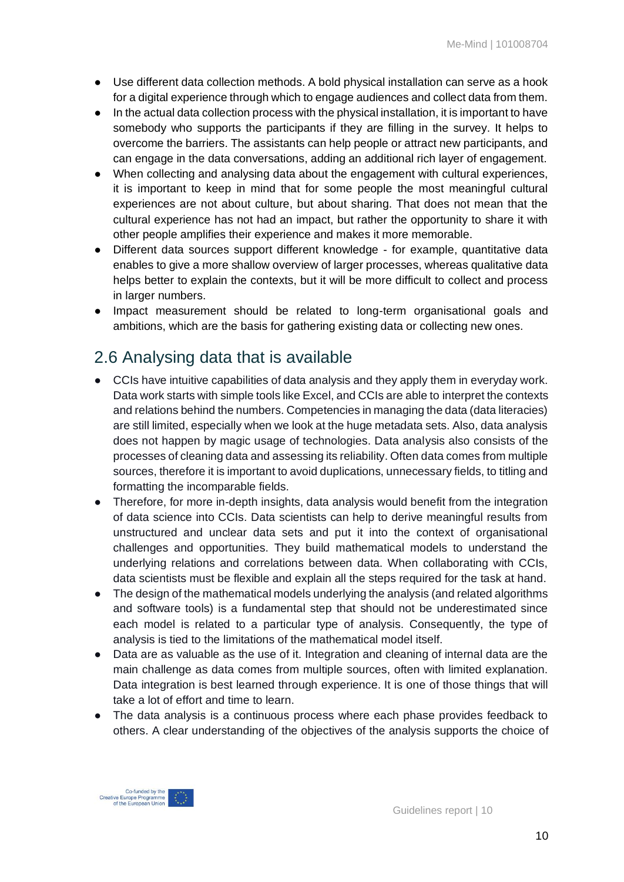- Use different data collection methods. A bold physical installation can serve as a hook for a digital experience through which to engage audiences and collect data from them.
- In the actual data collection process with the physical installation, it is important to have somebody who supports the participants if they are filling in the survey. It helps to overcome the barriers. The assistants can help people or attract new participants, and can engage in the data conversations, adding an additional rich layer of engagement.
- When collecting and analysing data about the engagement with cultural experiences, it is important to keep in mind that for some people the most meaningful cultural experiences are not about culture, but about sharing. That does not mean that the cultural experience has not had an impact, but rather the opportunity to share it with other people amplifies their experience and makes it more memorable.
- Different data sources support different knowledge - for example, quantitative data enables to give a more shallow overview of larger processes, whereas qualitative data helps better to explain the contexts, but it will be more difficult to collect and process in larger numbers.
- Impact measurement should be related to long-term organisational goals and ambitions, which are the basis for gathering existing data or collecting new ones.

## 2.6 Analysing data that is available

- CCIs have intuitive capabilities of data analysis and they apply them in everyday work. Data work starts with simple tools like Excel, and CCIs are able to interpret the contexts and relations behind the numbers. Competencies in managing the data (data literacies) are still limited, especially when we look at the huge metadata sets. Also, data analysis does not happen by magic usage of technologies. Data analysis also consists of the processes of cleaning data and assessing its reliability. Often data comes from multiple sources, therefore it is important to avoid duplications, unnecessary fields, to titling and formatting the incomparable fields.
- Therefore, for more in-depth insights, data analysis would benefit from the integration of data science into CCIs. Data scientists can help to derive meaningful results from unstructured and unclear data sets and put it into the context of organisational challenges and opportunities. They build mathematical models to understand the underlying relations and correlations between data. When collaborating with CCIs, data scientists must be flexible and explain all the steps required for the task at hand.
- The design of the mathematical models underlying the analysis (and related algorithms and software tools) is a fundamental step that should not be underestimated since each model is related to a particular type of analysis. Consequently, the type of analysis is tied to the limitations of the mathematical model itself.
- Data are as valuable as the use of it. Integration and cleaning of internal data are the main challenge as data comes from multiple sources, often with limited explanation. Data integration is best learned through experience. It is one of those things that will take a lot of effort and time to learn.
- The data analysis is a continuous process where each phase provides feedback to others. A clear understanding of the objectives of the analysis supports the choice of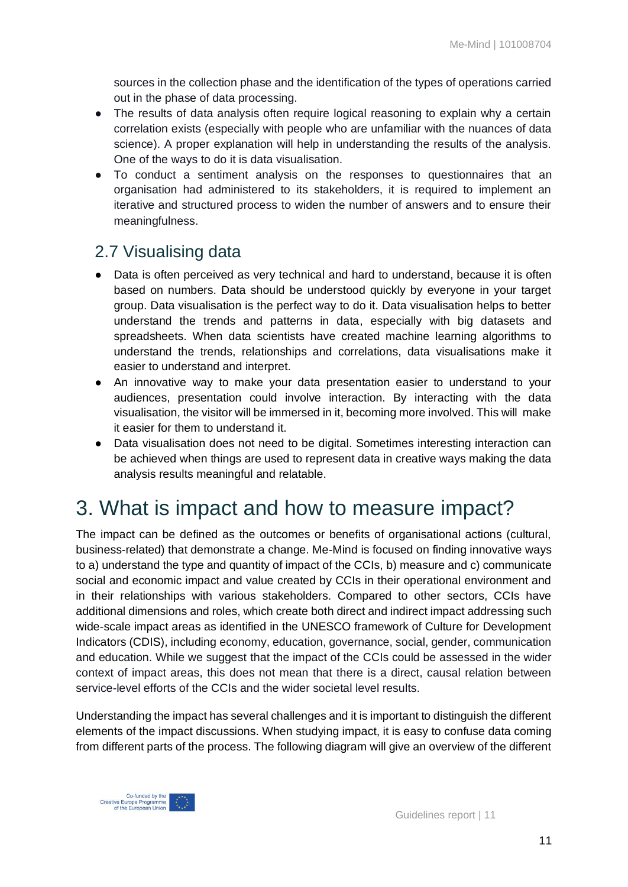sources in the collection phase and the identification of the types of operations carried out in the phase of data processing.

- The results of data analysis often require logical reasoning to explain why a certain correlation exists (especially with people who are unfamiliar with the nuances of data science). A proper explanation will help in understanding the results of the analysis. One of the ways to do it is data visualisation.
- To conduct a sentiment analysis on the responses to questionnaires that an organisation had administered to its stakeholders, it is required to implement an iterative and structured process to widen the number of answers and to ensure their meaningfulness.

## 2.7 Visualising data

- Data is often perceived as very technical and hard to understand, because it is often based on numbers. Data should be understood quickly by everyone in your target group. Data visualisation is the perfect way to do it. Data visualisation helps to better understand the trends and patterns in data, especially with big datasets and spreadsheets. When data scientists have created machine learning algorithms to understand the trends, relationships and correlations, data visualisations make it easier to understand and interpret.
- An innovative way to make your data presentation easier to understand to your audiences, presentation could involve interaction. By interacting with the data visualisation, the visitor will be immersed in it, becoming more involved. This will make it easier for them to understand it.
- Data visualisation does not need to be digital. Sometimes interesting interaction can be achieved when things are used to represent data in creative ways making the data analysis results meaningful and relatable.

# 3. What is impact and how to measure impact?

The impact can be defined as the outcomes or benefits of organisational actions (cultural, business-related) that demonstrate a change. Me-Mind is focused on finding innovative ways to a) understand the type and quantity of impact of the CCIs, b) measure and c) communicate social and economic impact and value created by CCIs in their operational environment and in their relationships with various stakeholders. Compared to other sectors, CCIs have additional dimensions and roles, which create both direct and indirect impact addressing such wide-scale impact areas as identified in the UNESCO framework of Culture for Development Indicators (CDIS), including economy, education, governance, social, gender, communication and education. While we suggest that the impact of the CCIs could be assessed in the wider context of impact areas, this does not mean that there is a direct, causal relation between service-level efforts of the CCIs and the wider societal level results.

Understanding the impact has several challenges and it is important to distinguish the different elements of the impact discussions. When studying impact, it is easy to confuse data coming from different parts of the process. The following diagram will give an overview of the different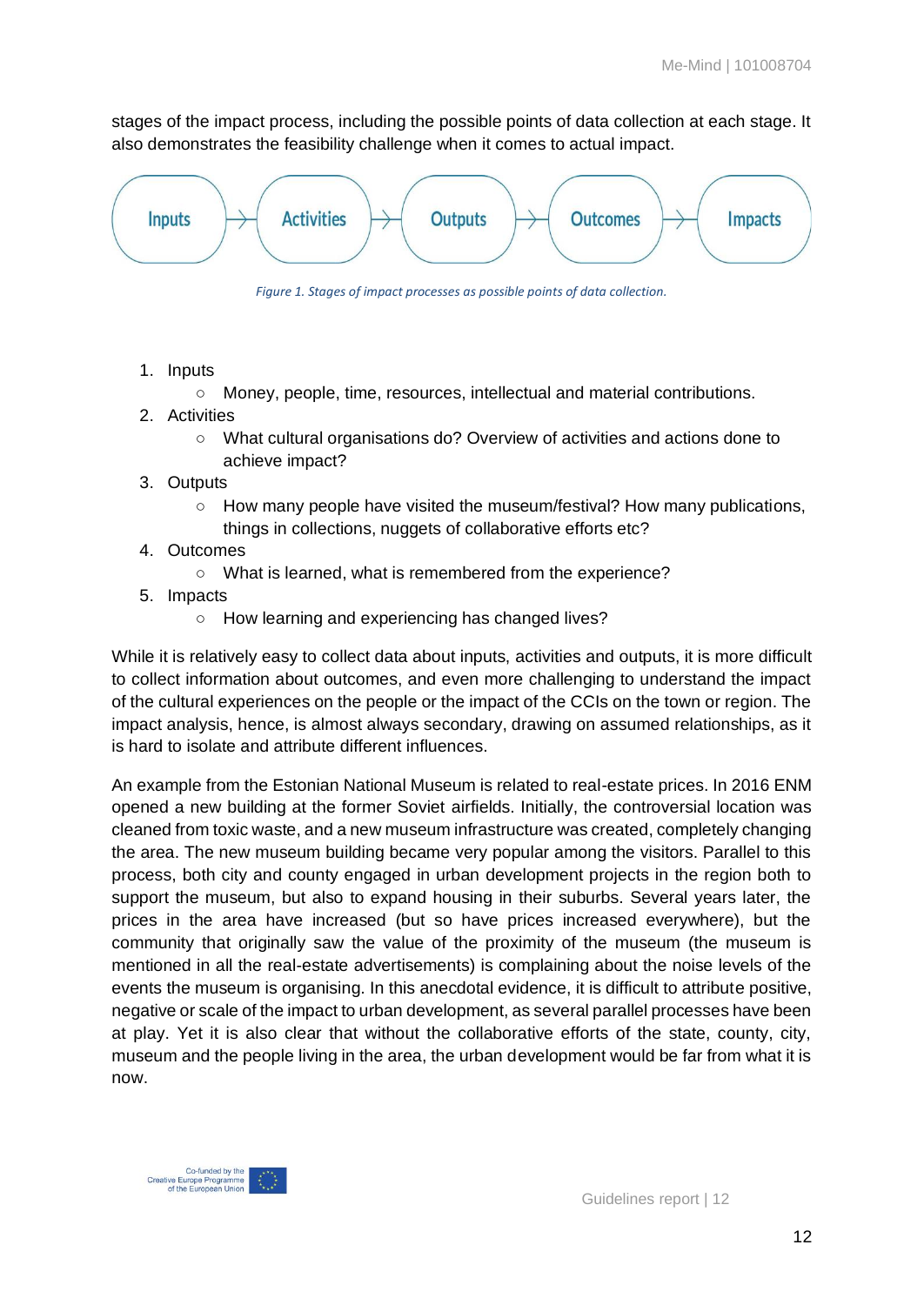stages of the impact process, including the possible points of data collection at each stage. It also demonstrates the feasibility challenge when it comes to actual impact.

Inputs → Activities → Outputs → Outcomes → Impacts

*Figure 1. Stages of impact processes as possible points of data collection.*

1. Inputs
   - Money, people, time, resources, intellectual and material contributions.
2. Activities
   - What cultural organisations do? Overview of activities and actions done to achieve impact?
3. Outputs
   - How many people have visited the museum/festival? How many publications, things in collections, nuggets of collaborative efforts etc?
4. Outcomes
   - What is learned, what is remembered from the experience?
5. Impacts
   - How learning and experiencing has changed lives?

While it is relatively easy to collect data about inputs, activities and outputs, it is more difficult to collect information about outcomes, and even more challenging to understand the impact of the cultural experiences on the people or the impact of the CCIs on the town or region. The impact analysis, hence, is almost always secondary, drawing on assumed relationships, as it is hard to isolate and attribute different influences.

An example from the Estonian National Museum is related to real-estate prices. In 2016 ENM opened a new building at the former Soviet airfields. Initially, the controversial location was cleaned from toxic waste, and a new museum infrastructure was created, completely changing the area. The new museum building became very popular among the visitors. Parallel to this process, both city and county engaged in urban development projects in the region both to support the museum, but also to expand housing in their suburbs. Several years later, the prices in the area have increased (but so have prices increased everywhere), but the community that originally saw the value of the proximity of the museum (the museum is mentioned in all the real-estate advertisements) is complaining about the noise levels of the events the museum is organising. In this anecdotal evidence, it is difficult to attribute positive, negative or scale of the impact to urban development, as several parallel processes have been at play. Yet it is also clear that without the collaborative efforts of the state, county, city, museum and the people living in the area, the urban development would be far from what it is now.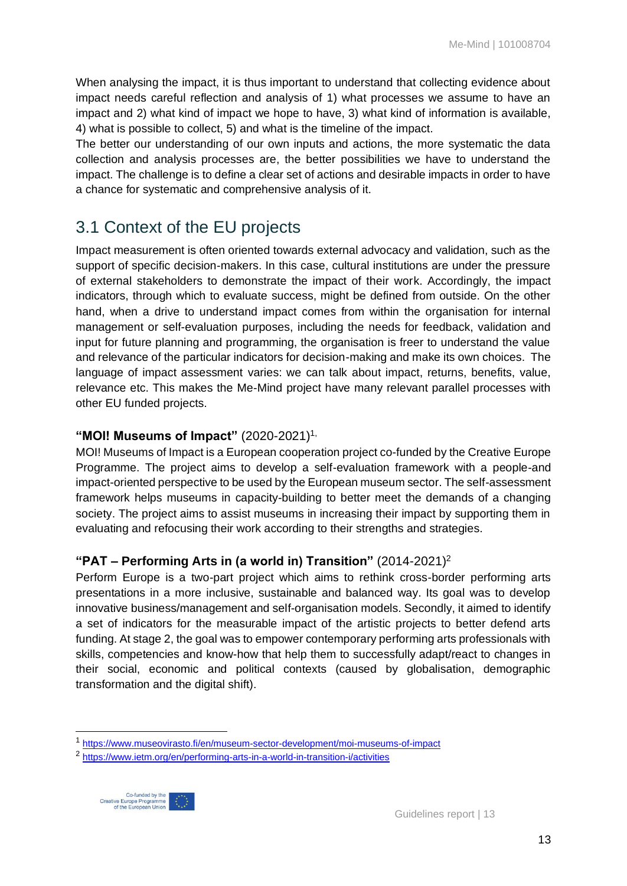When analysing the impact, it is thus important to understand that collecting evidence about impact needs careful reflection and analysis of 1) what processes we assume to have an impact and 2) what kind of impact we hope to have, 3) what kind of information is available, 4) what is possible to collect, 5) and what is the timeline of the impact.

The better our understanding of our own inputs and actions, the more systematic the data collection and analysis processes are, the better possibilities we have to understand the impact. The challenge is to define a clear set of actions and desirable impacts in order to have a chance for systematic and comprehensive analysis of it.

## 3.1 Context of the EU projects

Impact measurement is often oriented towards external advocacy and validation, such as the support of specific decision-makers. In this case, cultural institutions are under the pressure of external stakeholders to demonstrate the impact of their work. Accordingly, the impact indicators, through which to evaluate success, might be defined from outside. On the other hand, when a drive to understand impact comes from within the organisation for internal management or self-evaluation purposes, including the needs for feedback, validation and input for future planning and programming, the organisation is freer to understand the value and relevance of the particular indicators for decision-making and make its own choices. The language of impact assessment varies: we can talk about impact, returns, benefits, value, relevance etc. This makes the Me-Mind project have many relevant parallel processes with other EU funded projects.

### "MOI! Museums of Impact" (2020-2021)[1,]

MOI! Museums of Impact is a European cooperation project co-funded by the Creative Europe Programme. The project aims to develop a self-evaluation framework with a people-and impact-oriented perspective to be used by the European museum sector. The self-assessment framework helps museums in capacity-building to better meet the demands of a changing society. The project aims to assist museums in increasing their impact by supporting them in evaluating and refocusing their work according to their strengths and strategies.

### "PAT – Performing Arts in (a world in) Transition" (2014-2021)[2]

Perform Europe is a two-part project which aims to rethink cross-border performing arts presentations in a more inclusive, sustainable and balanced way. Its goal was to develop innovative business/management and self-organisation models. Secondly, it aimed to identify a set of indicators for the measurable impact of the artistic projects to better defend arts funding. At stage 2, the goal was to empower contemporary performing arts professionals with skills, competencies and know-how that help them to successfully adapt/react to changes in their social, economic and political contexts (caused by globalisation, demographic transformation and the digital shift).

---

[1] https://www.museovirasto.fi/en/museum-sector-development/moi-museums-of-impact

[2] https://www.ietm.org/en/performing-arts-in-a-world-in-transition-i/activities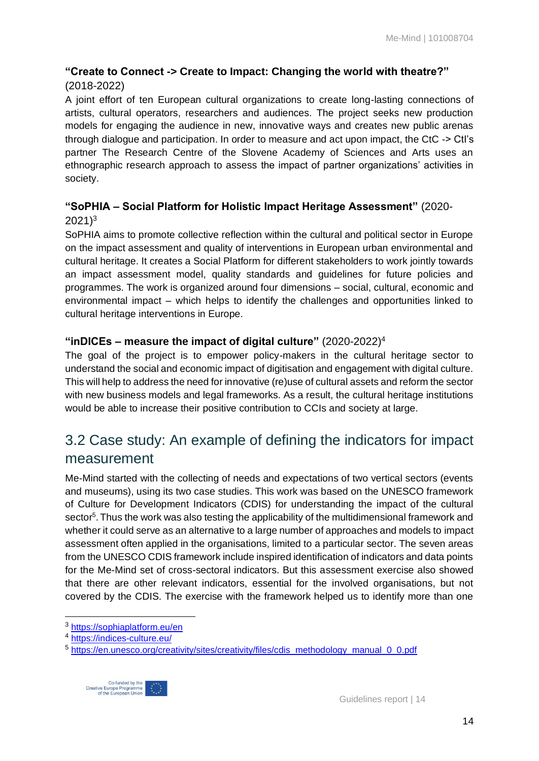**"Create to Connect -> Create to Impact: Changing the world with theatre?"** (2018-2022)

A joint effort of ten European cultural organizations to create long-lasting connections of artists, cultural operators, researchers and audiences. The project seeks new production models for engaging the audience in new, innovative ways and creates new public arenas through dialogue and participation. In order to measure and act upon impact, the CtC -> CtI's partner The Research Centre of the Slovene Academy of Sciences and Arts uses an ethnographic research approach to assess the impact of partner organizations' activities in society.

**"SoPHIA – Social Platform for Holistic Impact Heritage Assessment"** (2020-2021)[3]

SoPHIA aims to promote collective reflection within the cultural and political sector in Europe on the impact assessment and quality of interventions in European urban environmental and cultural heritage. It creates a Social Platform for different stakeholders to work jointly towards an impact assessment model, quality standards and guidelines for future policies and programmes. The work is organized around four dimensions – social, cultural, economic and environmental impact – which helps to identify the challenges and opportunities linked to cultural heritage interventions in Europe.

**"inDICEs – measure the impact of digital culture"** (2020-2022)[4]

The goal of the project is to empower policy-makers in the cultural heritage sector to understand the social and economic impact of digitisation and engagement with digital culture. This will help to address the need for innovative (re)use of cultural assets and reform the sector with new business models and legal frameworks. As a result, the cultural heritage institutions would be able to increase their positive contribution to CCIs and society at large.

## 3.2 Case study: An example of defining the indicators for impact measurement

Me-Mind started with the collecting of needs and expectations of two vertical sectors (events and museums), using its two case studies. This work was based on the UNESCO framework of Culture for Development Indicators (CDIS) for understanding the impact of the cultural sector[5]. Thus the work was also testing the applicability of the multidimensional framework and whether it could serve as an alternative to a large number of approaches and models to impact assessment often applied in the organisations, limited to a particular sector. The seven areas from the UNESCO CDIS framework include inspired identification of indicators and data points for the Me-Mind set of cross-sectoral indicators. But this assessment exercise also showed that there are other relevant indicators, essential for the involved organisations, but not covered by the CDIS. The exercise with the framework helped us to identify more than one

---

[3] https://sophiaplatform.eu/en

[4] https://indices-culture.eu/

[5] https://en.unesco.org/creativity/sites/creativity/files/cdis_methodology_manual_0_0.pdf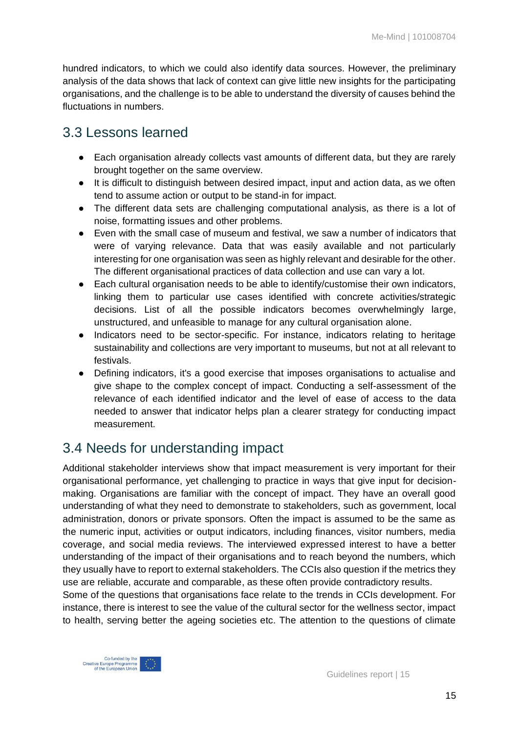hundred indicators, to which we could also identify data sources. However, the preliminary analysis of the data shows that lack of context can give little new insights for the participating organisations, and the challenge is to be able to understand the diversity of causes behind the fluctuations in numbers.

## 3.3 Lessons learned

- Each organisation already collects vast amounts of different data, but they are rarely brought together on the same overview.
- It is difficult to distinguish between desired impact, input and action data, as we often tend to assume action or output to be stand-in for impact.
- The different data sets are challenging computational analysis, as there is a lot of noise, formatting issues and other problems.
- Even with the small case of museum and festival, we saw a number of indicators that were of varying relevance. Data that was easily available and not particularly interesting for one organisation was seen as highly relevant and desirable for the other. The different organisational practices of data collection and use can vary a lot.
- Each cultural organisation needs to be able to identify/customise their own indicators, linking them to particular use cases identified with concrete activities/strategic decisions. List of all the possible indicators becomes overwhelmingly large, unstructured, and unfeasible to manage for any cultural organisation alone.
- Indicators need to be sector-specific. For instance, indicators relating to heritage sustainability and collections are very important to museums, but not at all relevant to festivals.
- Defining indicators, it's a good exercise that imposes organisations to actualise and give shape to the complex concept of impact. Conducting a self-assessment of the relevance of each identified indicator and the level of ease of access to the data needed to answer that indicator helps plan a clearer strategy for conducting impact measurement.

## 3.4 Needs for understanding impact

Additional stakeholder interviews show that impact measurement is very important for their organisational performance, yet challenging to practice in ways that give input for decision-making. Organisations are familiar with the concept of impact. They have an overall good understanding of what they need to demonstrate to stakeholders, such as government, local administration, donors or private sponsors. Often the impact is assumed to be the same as the numeric input, activities or output indicators, including finances, visitor numbers, media coverage, and social media reviews. The interviewed expressed interest to have a better understanding of the impact of their organisations and to reach beyond the numbers, which they usually have to report to external stakeholders. The CCIs also question if the metrics they use are reliable, accurate and comparable, as these often provide contradictory results.

Some of the questions that organisations face relate to the trends in CCIs development. For instance, there is interest to see the value of the cultural sector for the wellness sector, impact to health, serving better the ageing societies etc. The attention to the questions of climate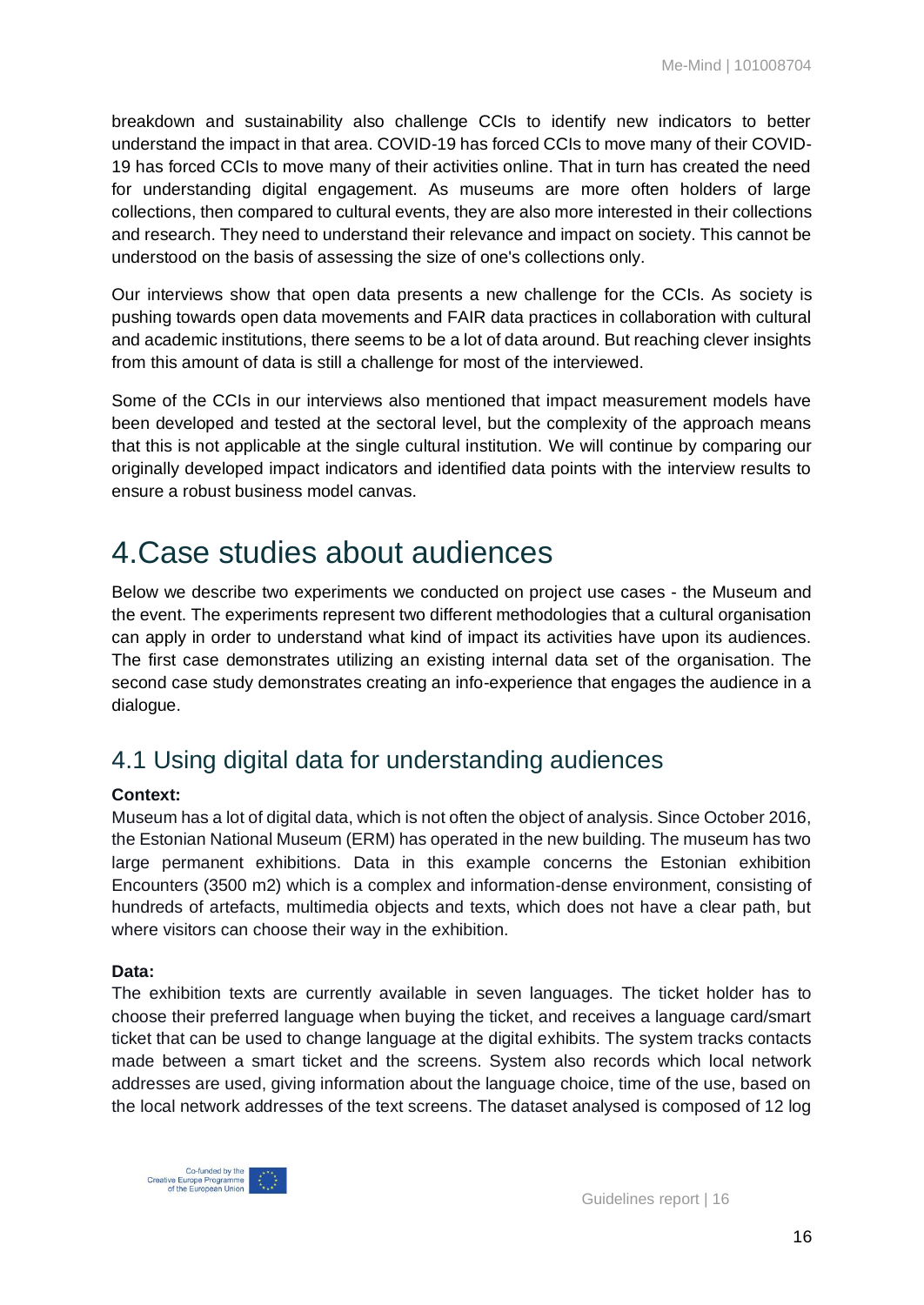breakdown and sustainability also challenge CCIs to identify new indicators to better understand the impact in that area. COVID-19 has forced CCIs to move many of their COVID-19 has forced CCIs to move many of their activities online. That in turn has created the need for understanding digital engagement. As museums are more often holders of large collections, then compared to cultural events, they are also more interested in their collections and research. They need to understand their relevance and impact on society. This cannot be understood on the basis of assessing the size of one's collections only.

Our interviews show that open data presents a new challenge for the CCIs. As society is pushing towards open data movements and FAIR data practices in collaboration with cultural and academic institutions, there seems to be a lot of data around. But reaching clever insights from this amount of data is still a challenge for most of the interviewed.

Some of the CCIs in our interviews also mentioned that impact measurement models have been developed and tested at the sectoral level, but the complexity of the approach means that this is not applicable at the single cultural institution. We will continue by comparing our originally developed impact indicators and identified data points with the interview results to ensure a robust business model canvas.

# 4.Case studies about audiences

Below we describe two experiments we conducted on project use cases - the Museum and the event. The experiments represent two different methodologies that a cultural organisation can apply in order to understand what kind of impact its activities have upon its audiences. The first case demonstrates utilizing an existing internal data set of the organisation. The second case study demonstrates creating an info-experience that engages the audience in a dialogue.

## 4.1 Using digital data for understanding audiences

**Context:**
Museum has a lot of digital data, which is not often the object of analysis. Since October 2016, the Estonian National Museum (ERM) has operated in the new building. The museum has two large permanent exhibitions. Data in this example concerns the Estonian exhibition Encounters (3500 m2) which is a complex and information-dense environment, consisting of hundreds of artefacts, multimedia objects and texts, which does not have a clear path, but where visitors can choose their way in the exhibition.

**Data:**
The exhibition texts are currently available in seven languages. The ticket holder has to choose their preferred language when buying the ticket, and receives a language card/smart ticket that can be used to change language at the digital exhibits. The system tracks contacts made between a smart ticket and the screens. System also records which local network addresses are used, giving information about the language choice, time of the use, based on the local network addresses of the text screens. The dataset analysed is composed of 12 log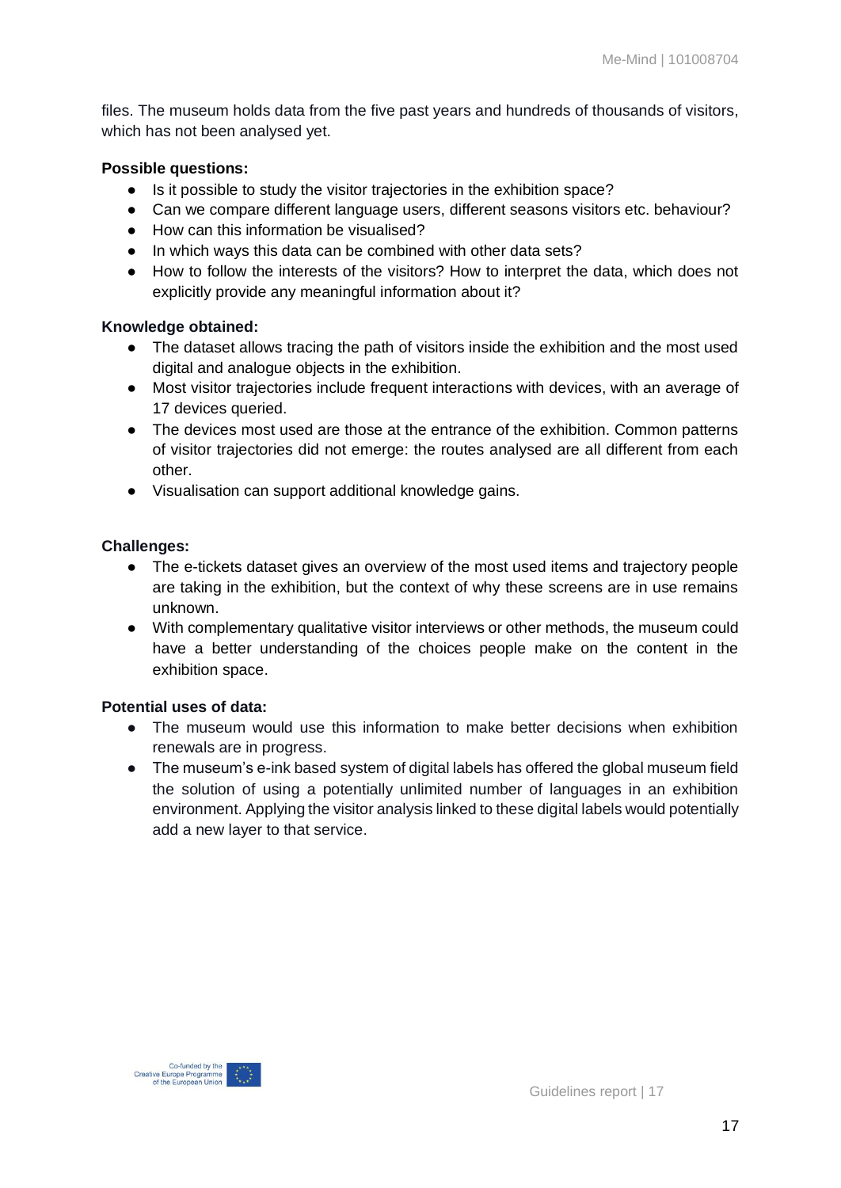files. The museum holds data from the five past years and hundreds of thousands of visitors, which has not been analysed yet.

**Possible questions:**

- Is it possible to study the visitor trajectories in the exhibition space?
- Can we compare different language users, different seasons visitors etc. behaviour?
- How can this information be visualised?
- In which ways this data can be combined with other data sets?
- How to follow the interests of the visitors? How to interpret the data, which does not explicitly provide any meaningful information about it?

**Knowledge obtained:**

- The dataset allows tracing the path of visitors inside the exhibition and the most used digital and analogue objects in the exhibition.
- Most visitor trajectories include frequent interactions with devices, with an average of 17 devices queried.
- The devices most used are those at the entrance of the exhibition. Common patterns of visitor trajectories did not emerge: the routes analysed are all different from each other.
- Visualisation can support additional knowledge gains.

**Challenges:**

- The e-tickets dataset gives an overview of the most used items and trajectory people are taking in the exhibition, but the context of why these screens are in use remains unknown.
- With complementary qualitative visitor interviews or other methods, the museum could have a better understanding of the choices people make on the content in the exhibition space.

**Potential uses of data:**

- The museum would use this information to make better decisions when exhibition renewals are in progress.
- The museum's e-ink based system of digital labels has offered the global museum field the solution of using a potentially unlimited number of languages in an exhibition environment. Applying the visitor analysis linked to these digital labels would potentially add a new layer to that service.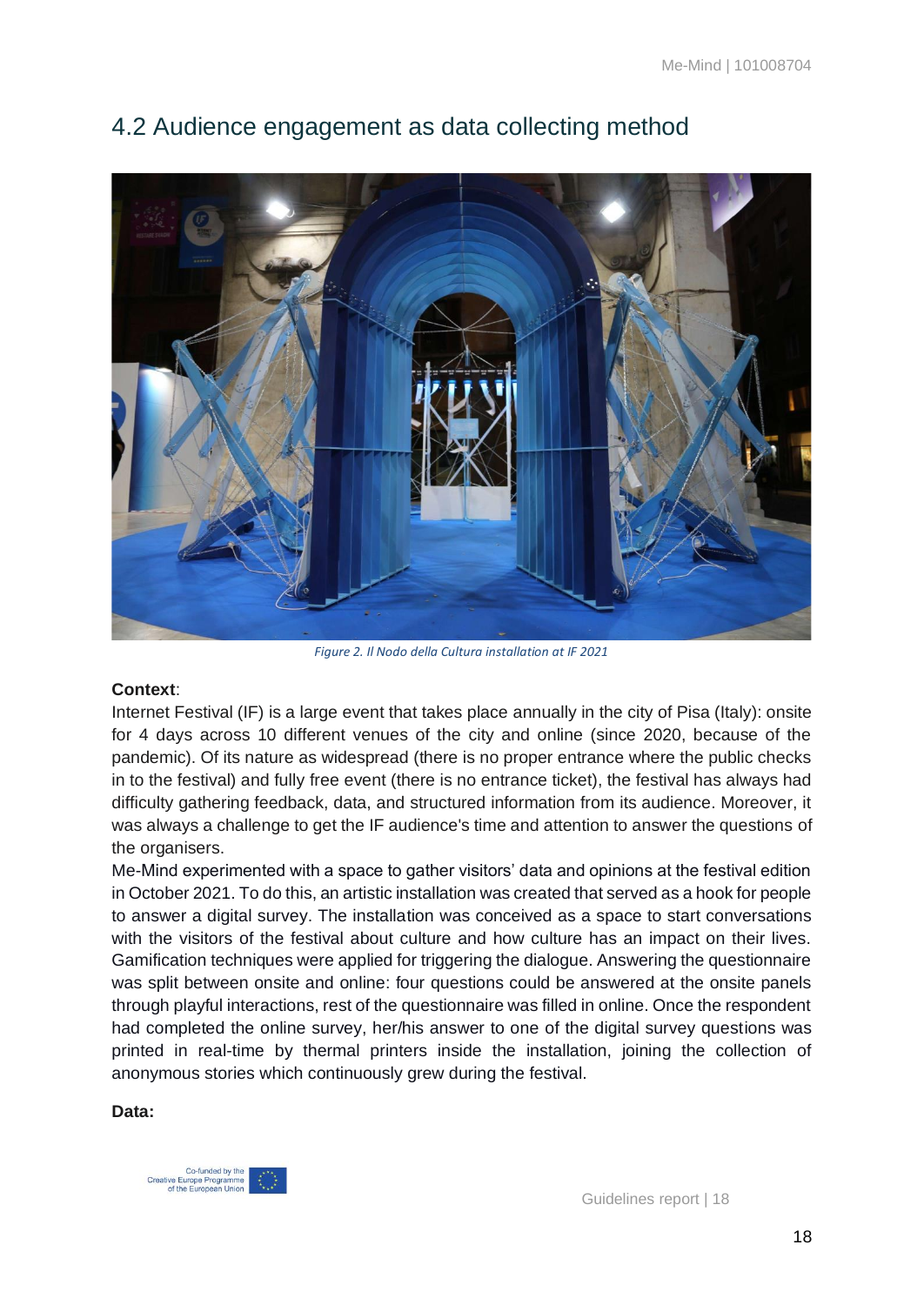## 4.2 Audience engagement as data collecting method

*Figure 2. Il Nodo della Cultura installation at IF 2021*

**Context**:

Internet Festival (IF) is a large event that takes place annually in the city of Pisa (Italy): onsite for 4 days across 10 different venues of the city and online (since 2020, because of the pandemic). Of its nature as widespread (there is no proper entrance where the public checks in to the festival) and fully free event (there is no entrance ticket), the festival has always had difficulty gathering feedback, data, and structured information from its audience. Moreover, it was always a challenge to get the IF audience's time and attention to answer the questions of the organisers.

Me-Mind experimented with a space to gather visitors' data and opinions at the festival edition in October 2021. To do this, an artistic installation was created that served as a hook for people to answer a digital survey. The installation was conceived as a space to start conversations with the visitors of the festival about culture and how culture has an impact on their lives. Gamification techniques were applied for triggering the dialogue. Answering the questionnaire was split between onsite and online: four questions could be answered at the onsite panels through playful interactions, rest of the questionnaire was filled in online. Once the respondent had completed the online survey, her/his answer to one of the digital survey questions was printed in real-time by thermal printers inside the installation, joining the collection of anonymous stories which continuously grew during the festival.

**Data:**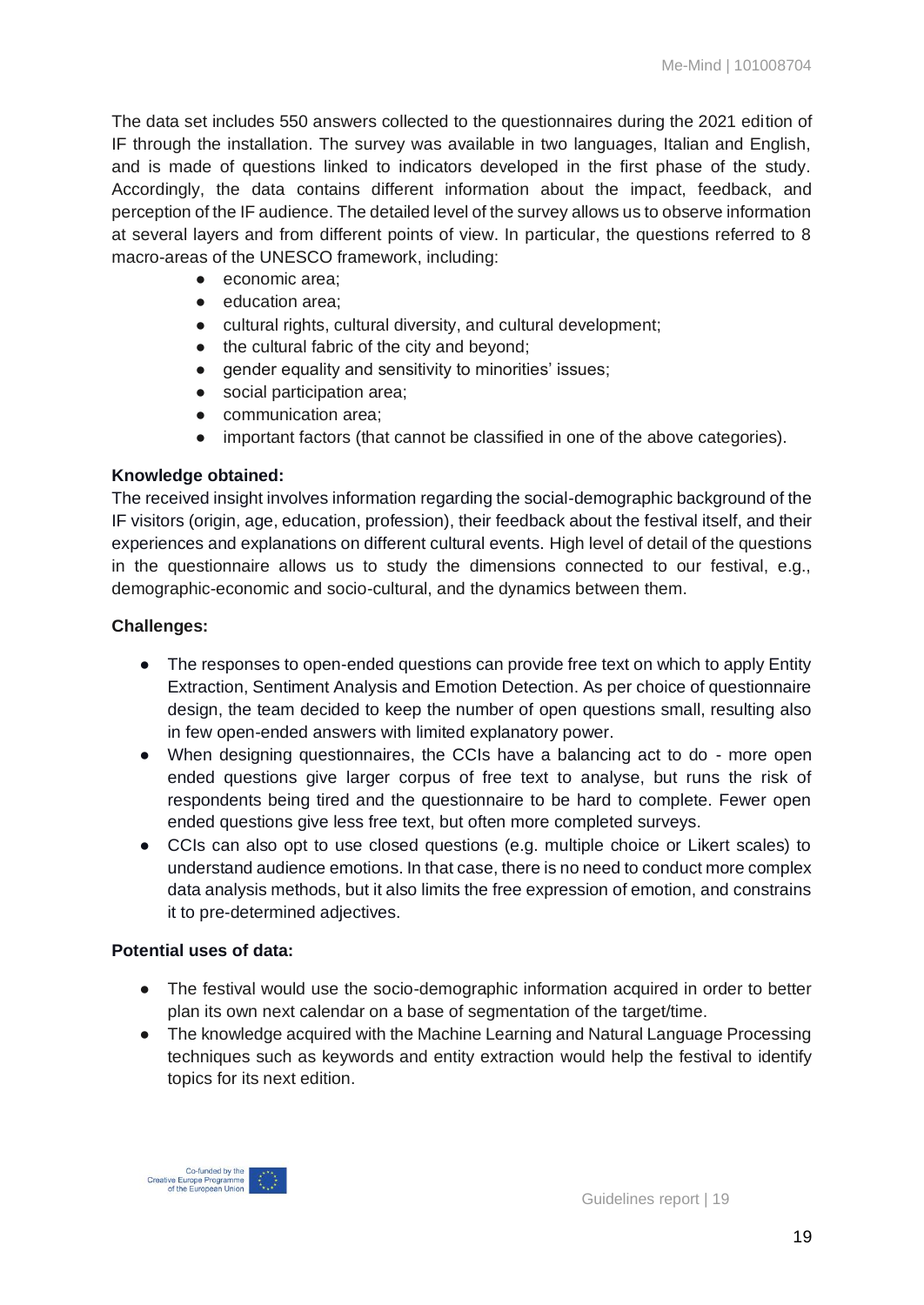The data set includes 550 answers collected to the questionnaires during the 2021 edition of IF through the installation. The survey was available in two languages, Italian and English, and is made of questions linked to indicators developed in the first phase of the study. Accordingly, the data contains different information about the impact, feedback, and perception of the IF audience. The detailed level of the survey allows us to observe information at several layers and from different points of view. In particular, the questions referred to 8 macro-areas of the UNESCO framework, including:

- economic area;
- education area;
- cultural rights, cultural diversity, and cultural development;
- the cultural fabric of the city and beyond;
- gender equality and sensitivity to minorities' issues;
- social participation area;
- communication area;
- important factors (that cannot be classified in one of the above categories).

**Knowledge obtained:**

The received insight involves information regarding the social-demographic background of the IF visitors (origin, age, education, profession), their feedback about the festival itself, and their experiences and explanations on different cultural events. High level of detail of the questions in the questionnaire allows us to study the dimensions connected to our festival, e.g., demographic-economic and socio-cultural, and the dynamics between them.

**Challenges:**

- The responses to open-ended questions can provide free text on which to apply Entity Extraction, Sentiment Analysis and Emotion Detection. As per choice of questionnaire design, the team decided to keep the number of open questions small, resulting also in few open-ended answers with limited explanatory power.
- When designing questionnaires, the CCIs have a balancing act to do - more open ended questions give larger corpus of free text to analyse, but runs the risk of respondents being tired and the questionnaire to be hard to complete. Fewer open ended questions give less free text, but often more completed surveys.
- CCIs can also opt to use closed questions (e.g. multiple choice or Likert scales) to understand audience emotions. In that case, there is no need to conduct more complex data analysis methods, but it also limits the free expression of emotion, and constrains it to pre-determined adjectives.

**Potential uses of data:**

- The festival would use the socio-demographic information acquired in order to better plan its own next calendar on a base of segmentation of the target/time.
- The knowledge acquired with the Machine Learning and Natural Language Processing techniques such as keywords and entity extraction would help the festival to identify topics for its next edition.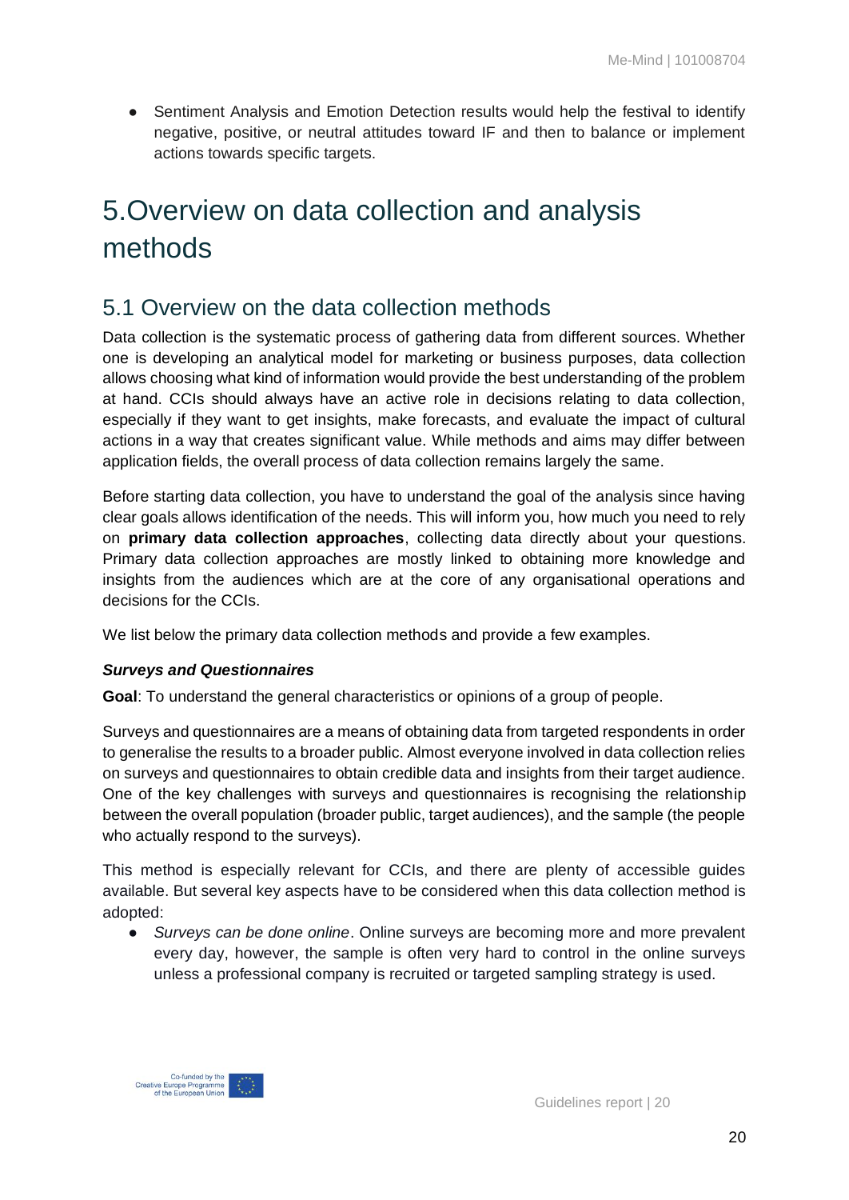- Sentiment Analysis and Emotion Detection results would help the festival to identify negative, positive, or neutral attitudes toward IF and then to balance or implement actions towards specific targets.

# 5.Overview on data collection and analysis methods

## 5.1 Overview on the data collection methods

Data collection is the systematic process of gathering data from different sources. Whether one is developing an analytical model for marketing or business purposes, data collection allows choosing what kind of information would provide the best understanding of the problem at hand. CCIs should always have an active role in decisions relating to data collection, especially if they want to get insights, make forecasts, and evaluate the impact of cultural actions in a way that creates significant value. While methods and aims may differ between application fields, the overall process of data collection remains largely the same.

Before starting data collection, you have to understand the goal of the analysis since having clear goals allows identification of the needs. This will inform you, how much you need to rely on **primary data collection approaches**, collecting data directly about your questions. Primary data collection approaches are mostly linked to obtaining more knowledge and insights from the audiences which are at the core of any organisational operations and decisions for the CCIs.

We list below the primary data collection methods and provide a few examples.

***Surveys and Questionnaires***

**Goal**: To understand the general characteristics or opinions of a group of people.

Surveys and questionnaires are a means of obtaining data from targeted respondents in order to generalise the results to a broader public. Almost everyone involved in data collection relies on surveys and questionnaires to obtain credible data and insights from their target audience. One of the key challenges with surveys and questionnaires is recognising the relationship between the overall population (broader public, target audiences), and the sample (the people who actually respond to the surveys).

This method is especially relevant for CCIs, and there are plenty of accessible guides available. But several key aspects have to be considered when this data collection method is adopted:

- *Surveys can be done online*. Online surveys are becoming more and more prevalent every day, however, the sample is often very hard to control in the online surveys unless a professional company is recruited or targeted sampling strategy is used.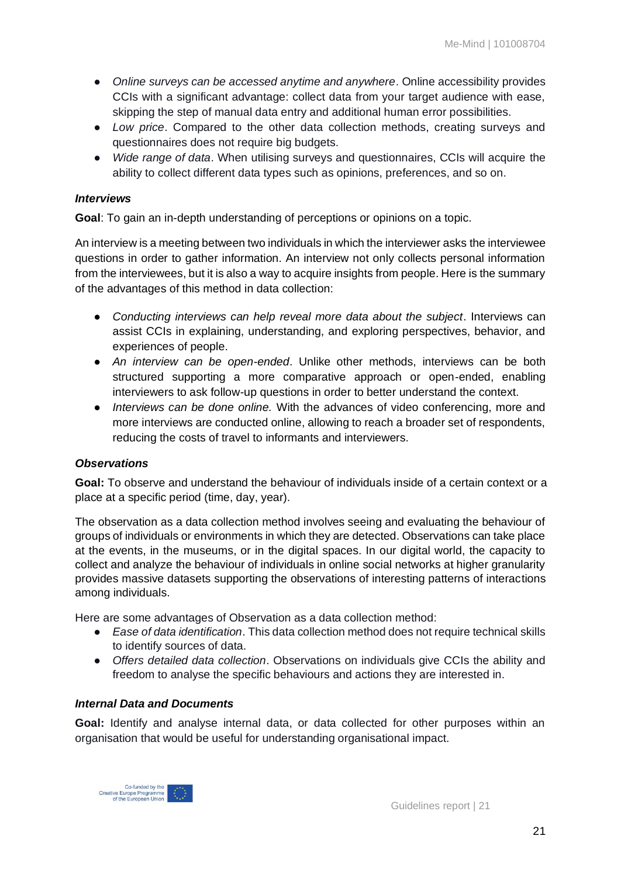- *Online surveys can be accessed anytime and anywhere*. Online accessibility provides CCIs with a significant advantage: collect data from your target audience with ease, skipping the step of manual data entry and additional human error possibilities.
- *Low price*. Compared to the other data collection methods, creating surveys and questionnaires does not require big budgets.
- *Wide range of data*. When utilising surveys and questionnaires, CCIs will acquire the ability to collect different data types such as opinions, preferences, and so on.

***Interviews***

**Goal**: To gain an in-depth understanding of perceptions or opinions on a topic.

An interview is a meeting between two individuals in which the interviewer asks the interviewee questions in order to gather information. An interview not only collects personal information from the interviewees, but it is also a way to acquire insights from people. Here is the summary of the advantages of this method in data collection:

- *Conducting interviews can help reveal more data about the subject*. Interviews can assist CCIs in explaining, understanding, and exploring perspectives, behavior, and experiences of people.
- *An interview can be open-ended*. Unlike other methods, interviews can be both structured supporting a more comparative approach or open-ended, enabling interviewers to ask follow-up questions in order to better understand the context.
- *Interviews can be done online.* With the advances of video conferencing, more and more interviews are conducted online, allowing to reach a broader set of respondents, reducing the costs of travel to informants and interviewers.

***Observations***

**Goal:** To observe and understand the behaviour of individuals inside of a certain context or a place at a specific period (time, day, year).

The observation as a data collection method involves seeing and evaluating the behaviour of groups of individuals or environments in which they are detected. Observations can take place at the events, in the museums, or in the digital spaces. In our digital world, the capacity to collect and analyze the behaviour of individuals in online social networks at higher granularity provides massive datasets supporting the observations of interesting patterns of interactions among individuals.

Here are some advantages of Observation as a data collection method:

- *Ease of data identification*. This data collection method does not require technical skills to identify sources of data.
- *Offers detailed data collection*. Observations on individuals give CCIs the ability and freedom to analyse the specific behaviours and actions they are interested in.

***Internal Data and Documents***

**Goal:** Identify and analyse internal data, or data collected for other purposes within an organisation that would be useful for understanding organisational impact.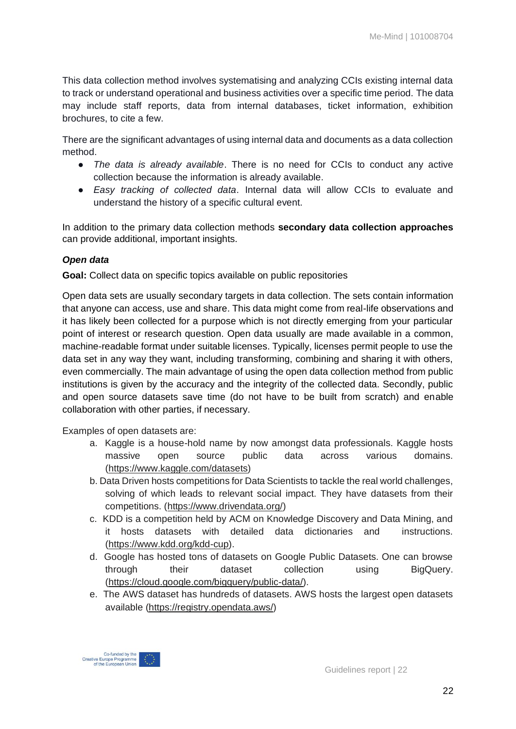This data collection method involves systematising and analyzing CCIs existing internal data to track or understand operational and business activities over a specific time period. The data may include staff reports, data from internal databases, ticket information, exhibition brochures, to cite a few.

There are the significant advantages of using internal data and documents as a data collection method.

- *The data is already available*. There is no need for CCIs to conduct any active collection because the information is already available.
- *Easy tracking of collected data*. Internal data will allow CCIs to evaluate and understand the history of a specific cultural event.

In addition to the primary data collection methods **secondary data collection approaches** can provide additional, important insights.

***Open data***

**Goal:** Collect data on specific topics available on public repositories

Open data sets are usually secondary targets in data collection. The sets contain information that anyone can access, use and share. This data might come from real-life observations and it has likely been collected for a purpose which is not directly emerging from your particular point of interest or research question. Open data usually are made available in a common, machine-readable format under suitable licenses. Typically, licenses permit people to use the data set in any way they want, including transforming, combining and sharing it with others, even commercially. The main advantage of using the open data collection method from public institutions is given by the accuracy and the integrity of the collected data. Secondly, public and open source datasets save time (do not have to be built from scratch) and enable collaboration with other parties, if necessary.

Examples of open datasets are:

a. Kaggle is a house-hold name by now amongst data professionals. Kaggle hosts massive open source public data across various domains. (https://www.kaggle.com/datasets)
b. Data Driven hosts competitions for Data Scientists to tackle the real world challenges, solving of which leads to relevant social impact. They have datasets from their competitions. (https://www.drivendata.org/)
c. KDD is a competition held by ACM on Knowledge Discovery and Data Mining, and it hosts datasets with detailed data dictionaries and instructions. (https://www.kdd.org/kdd-cup).
d. Google has hosted tons of datasets on Google Public Datasets. One can browse through their dataset collection using BigQuery. (https://cloud.google.com/bigquery/public-data/).
e. The AWS dataset has hundreds of datasets. AWS hosts the largest open datasets available (https://registry.opendata.aws/)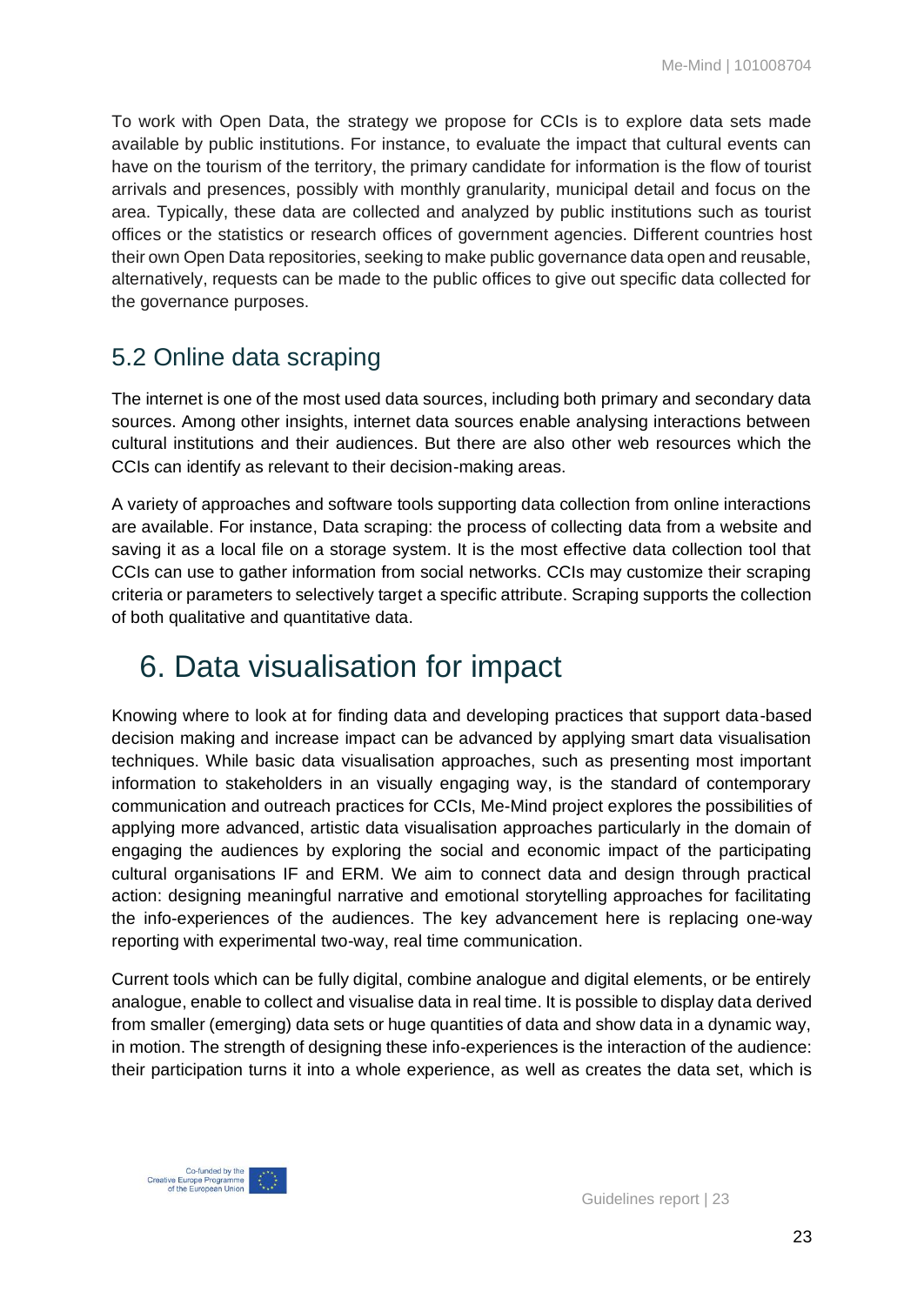To work with Open Data, the strategy we propose for CCIs is to explore data sets made available by public institutions. For instance, to evaluate the impact that cultural events can have on the tourism of the territory, the primary candidate for information is the flow of tourist arrivals and presences, possibly with monthly granularity, municipal detail and focus on the area. Typically, these data are collected and analyzed by public institutions such as tourist offices or the statistics or research offices of government agencies. Different countries host their own Open Data repositories, seeking to make public governance data open and reusable, alternatively, requests can be made to the public offices to give out specific data collected for the governance purposes.

## 5.2 Online data scraping

The internet is one of the most used data sources, including both primary and secondary data sources. Among other insights, internet data sources enable analysing interactions between cultural institutions and their audiences. But there are also other web resources which the CCIs can identify as relevant to their decision-making areas.

A variety of approaches and software tools supporting data collection from online interactions are available. For instance, Data scraping: the process of collecting data from a website and saving it as a local file on a storage system. It is the most effective data collection tool that CCIs can use to gather information from social networks. CCIs may customize their scraping criteria or parameters to selectively target a specific attribute. Scraping supports the collection of both qualitative and quantitative data.

# 6. Data visualisation for impact

Knowing where to look at for finding data and developing practices that support data-based decision making and increase impact can be advanced by applying smart data visualisation techniques. While basic data visualisation approaches, such as presenting most important information to stakeholders in an visually engaging way, is the standard of contemporary communication and outreach practices for CCIs, Me-Mind project explores the possibilities of applying more advanced, artistic data visualisation approaches particularly in the domain of engaging the audiences by exploring the social and economic impact of the participating cultural organisations IF and ERM. We aim to connect data and design through practical action: designing meaningful narrative and emotional storytelling approaches for facilitating the info-experiences of the audiences. The key advancement here is replacing one-way reporting with experimental two-way, real time communication.

Current tools which can be fully digital, combine analogue and digital elements, or be entirely analogue, enable to collect and visualise data in real time. It is possible to display data derived from smaller (emerging) data sets or huge quantities of data and show data in a dynamic way, in motion. The strength of designing these info-experiences is the interaction of the audience: their participation turns it into a whole experience, as well as creates the data set, which is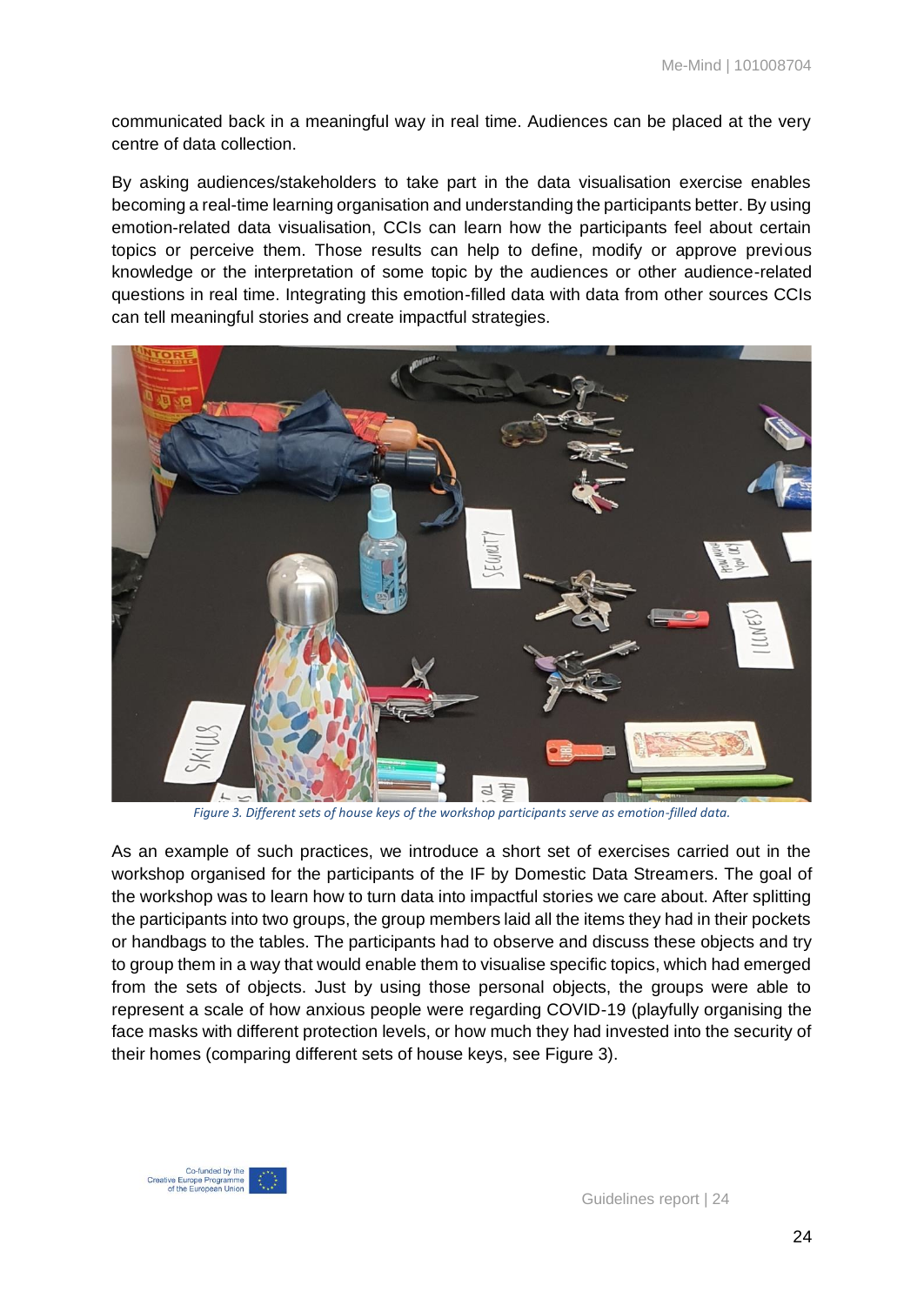communicated back in a meaningful way in real time. Audiences can be placed at the very centre of data collection.

By asking audiences/stakeholders to take part in the data visualisation exercise enables becoming a real-time learning organisation and understanding the participants better. By using emotion-related data visualisation, CCIs can learn how the participants feel about certain topics or perceive them. Those results can help to define, modify or approve previous knowledge or the interpretation of some topic by the audiences or other audience-related questions in real time. Integrating this emotion-filled data with data from other sources CCIs can tell meaningful stories and create impactful strategies.

*Figure 3. Different sets of house keys of the workshop participants serve as emotion-filled data.*

As an example of such practices, we introduce a short set of exercises carried out in the workshop organised for the participants of the IF by Domestic Data Streamers. The goal of the workshop was to learn how to turn data into impactful stories we care about. After splitting the participants into two groups, the group members laid all the items they had in their pockets or handbags to the tables. The participants had to observe and discuss these objects and try to group them in a way that would enable them to visualise specific topics, which had emerged from the sets of objects. Just by using those personal objects, the groups were able to represent a scale of how anxious people were regarding COVID-19 (playfully organising the face masks with different protection levels, or how much they had invested into the security of their homes (comparing different sets of house keys, see Figure 3).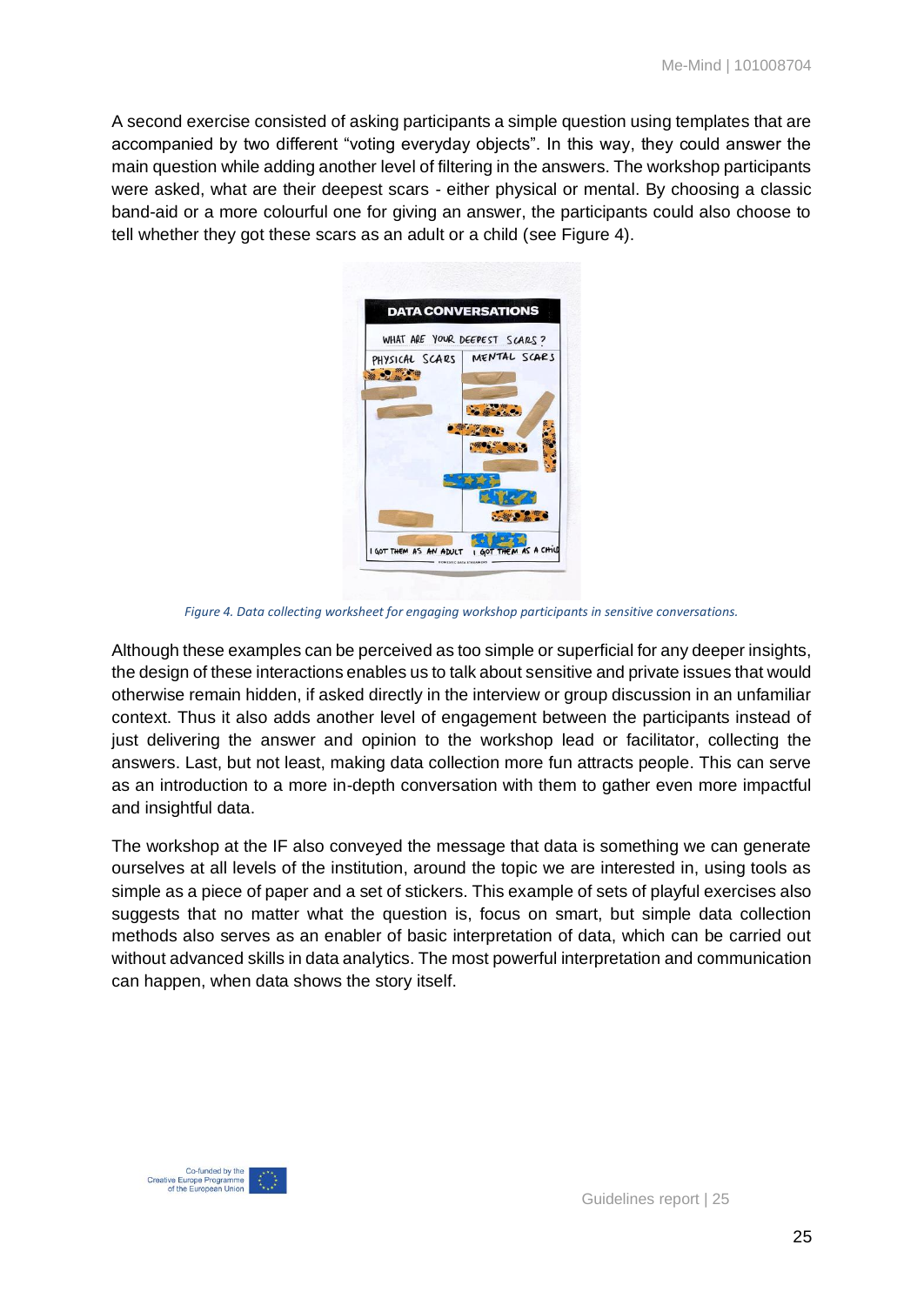A second exercise consisted of asking participants a simple question using templates that are accompanied by two different "voting everyday objects". In this way, they could answer the main question while adding another level of filtering in the answers. The workshop participants were asked, what are their deepest scars - either physical or mental. By choosing a classic band-aid or a more colourful one for giving an answer, the participants could also choose to tell whether they got these scars as an adult or a child (see Figure 4).

*Figure 4. Data collecting worksheet for engaging workshop participants in sensitive conversations.*

Although these examples can be perceived as too simple or superficial for any deeper insights, the design of these interactions enables us to talk about sensitive and private issues that would otherwise remain hidden, if asked directly in the interview or group discussion in an unfamiliar context. Thus it also adds another level of engagement between the participants instead of just delivering the answer and opinion to the workshop lead or facilitator, collecting the answers. Last, but not least, making data collection more fun attracts people. This can serve as an introduction to a more in-depth conversation with them to gather even more impactful and insightful data.

The workshop at the IF also conveyed the message that data is something we can generate ourselves at all levels of the institution, around the topic we are interested in, using tools as simple as a piece of paper and a set of stickers. This example of sets of playful exercises also suggests that no matter what the question is, focus on smart, but simple data collection methods also serves as an enabler of basic interpretation of data, which can be carried out without advanced skills in data analytics. The most powerful interpretation and communication can happen, when data shows the story itself.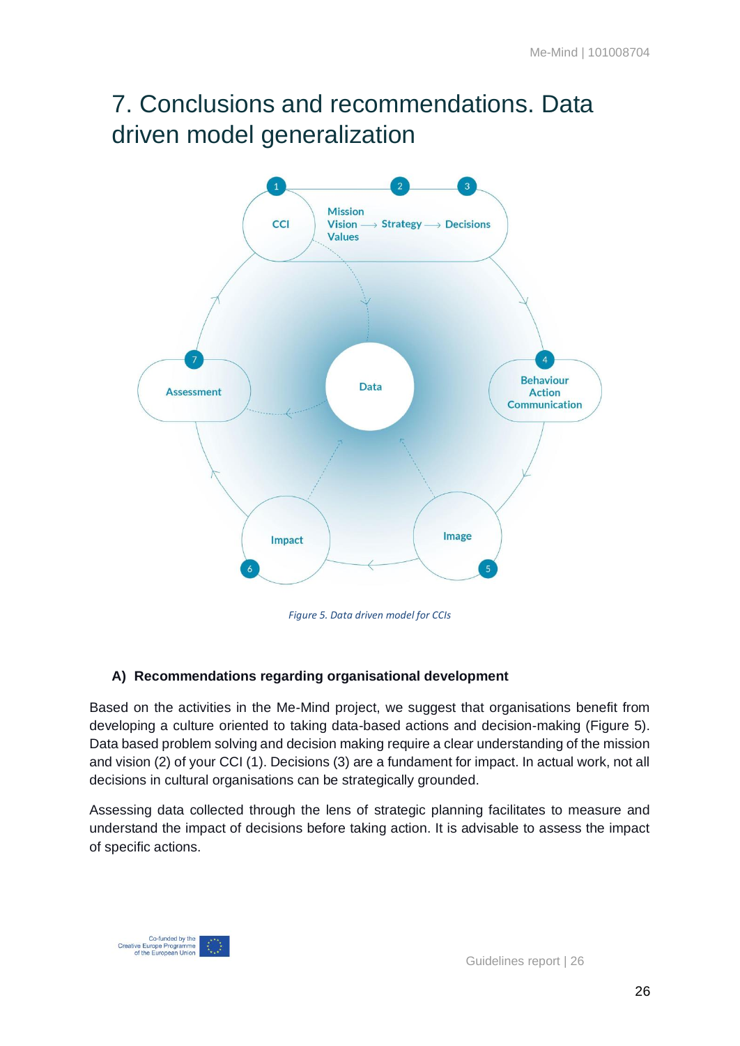# 7. Conclusions and recommendations. Data driven model generalization

*Figure 5. Data driven model for CCIs*

### A) Recommendations regarding organisational development

Based on the activities in the Me-Mind project, we suggest that organisations benefit from developing a culture oriented to taking data-based actions and decision-making (Figure 5). Data based problem solving and decision making require a clear understanding of the mission and vision (2) of your CCI (1). Decisions (3) are a fundament for impact. In actual work, not all decisions in cultural organisations can be strategically grounded.

Assessing data collected through the lens of strategic planning facilitates to measure and understand the impact of decisions before taking action. It is advisable to assess the impact of specific actions.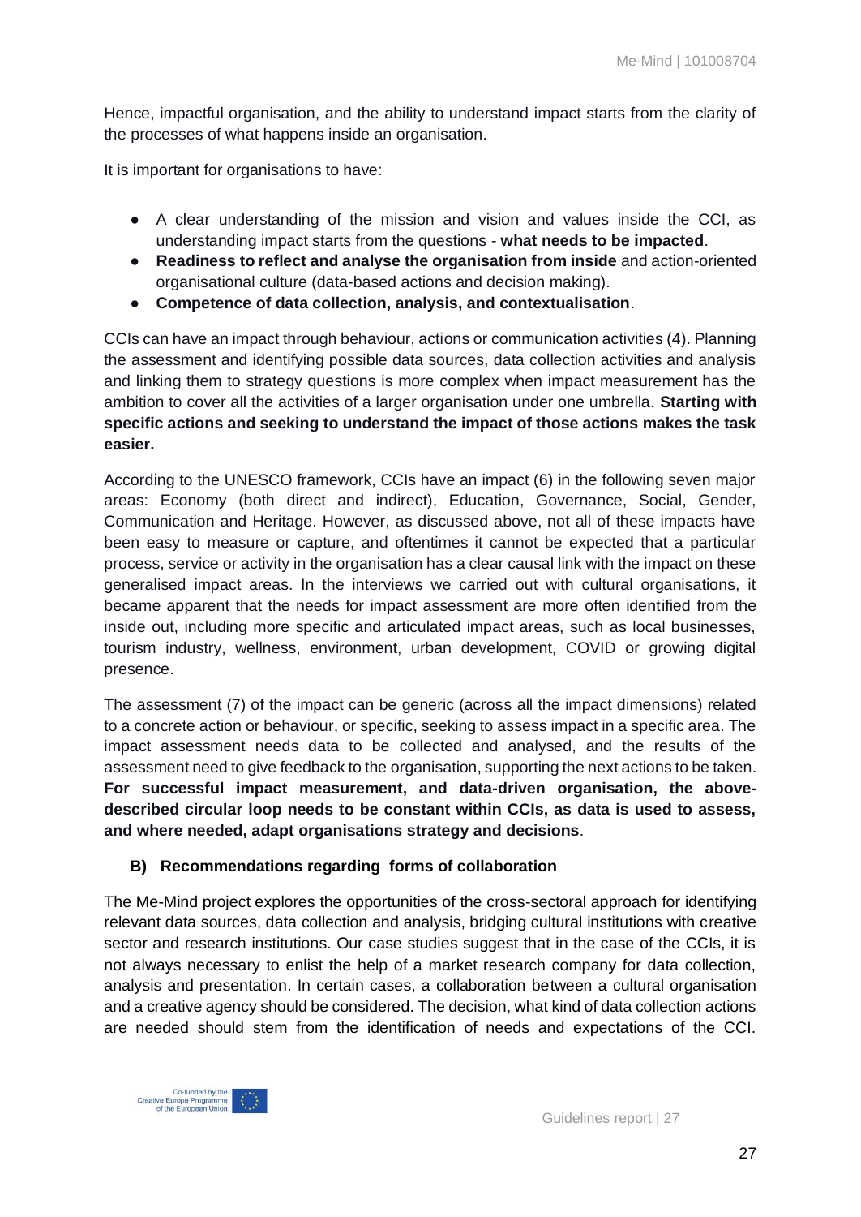Hence, impactful organisation, and the ability to understand impact starts from the clarity of the processes of what happens inside an organisation.

It is important for organisations to have:

- A clear understanding of the mission and vision and values inside the CCI, as understanding impact starts from the questions - **what needs to be impacted**.
- **Readiness to reflect and analyse the organisation from inside** and action-oriented organisational culture (data-based actions and decision making).
- **Competence of data collection, analysis, and contextualisation**.

CCIs can have an impact through behaviour, actions or communication activities (4). Planning the assessment and identifying possible data sources, data collection activities and analysis and linking them to strategy questions is more complex when impact measurement has the ambition to cover all the activities of a larger organisation under one umbrella. **Starting with specific actions and seeking to understand the impact of those actions makes the task easier.**

According to the UNESCO framework, CCIs have an impact (6) in the following seven major areas: Economy (both direct and indirect), Education, Governance, Social, Gender, Communication and Heritage. However, as discussed above, not all of these impacts have been easy to measure or capture, and oftentimes it cannot be expected that a particular process, service or activity in the organisation has a clear causal link with the impact on these generalised impact areas. In the interviews we carried out with cultural organisations, it became apparent that the needs for impact assessment are more often identified from the inside out, including more specific and articulated impact areas, such as local businesses, tourism industry, wellness, environment, urban development, COVID or growing digital presence.

The assessment (7) of the impact can be generic (across all the impact dimensions) related to a concrete action or behaviour, or specific, seeking to assess impact in a specific area. The impact assessment needs data to be collected and analysed, and the results of the assessment need to give feedback to the organisation, supporting the next actions to be taken. **For successful impact measurement, and data-driven organisation, the above-described circular loop needs to be constant within CCIs, as data is used to assess, and where needed, adapt organisations strategy and decisions**.

### B) Recommendations regarding forms of collaboration

The Me-Mind project explores the opportunities of the cross-sectoral approach for identifying relevant data sources, data collection and analysis, bridging cultural institutions with creative sector and research institutions. Our case studies suggest that in the case of the CCIs, it is not always necessary to enlist the help of a market research company for data collection, analysis and presentation. In certain cases, a collaboration between a cultural organisation and a creative agency should be considered. The decision, what kind of data collection actions are needed should stem from the identification of needs and expectations of the CCI.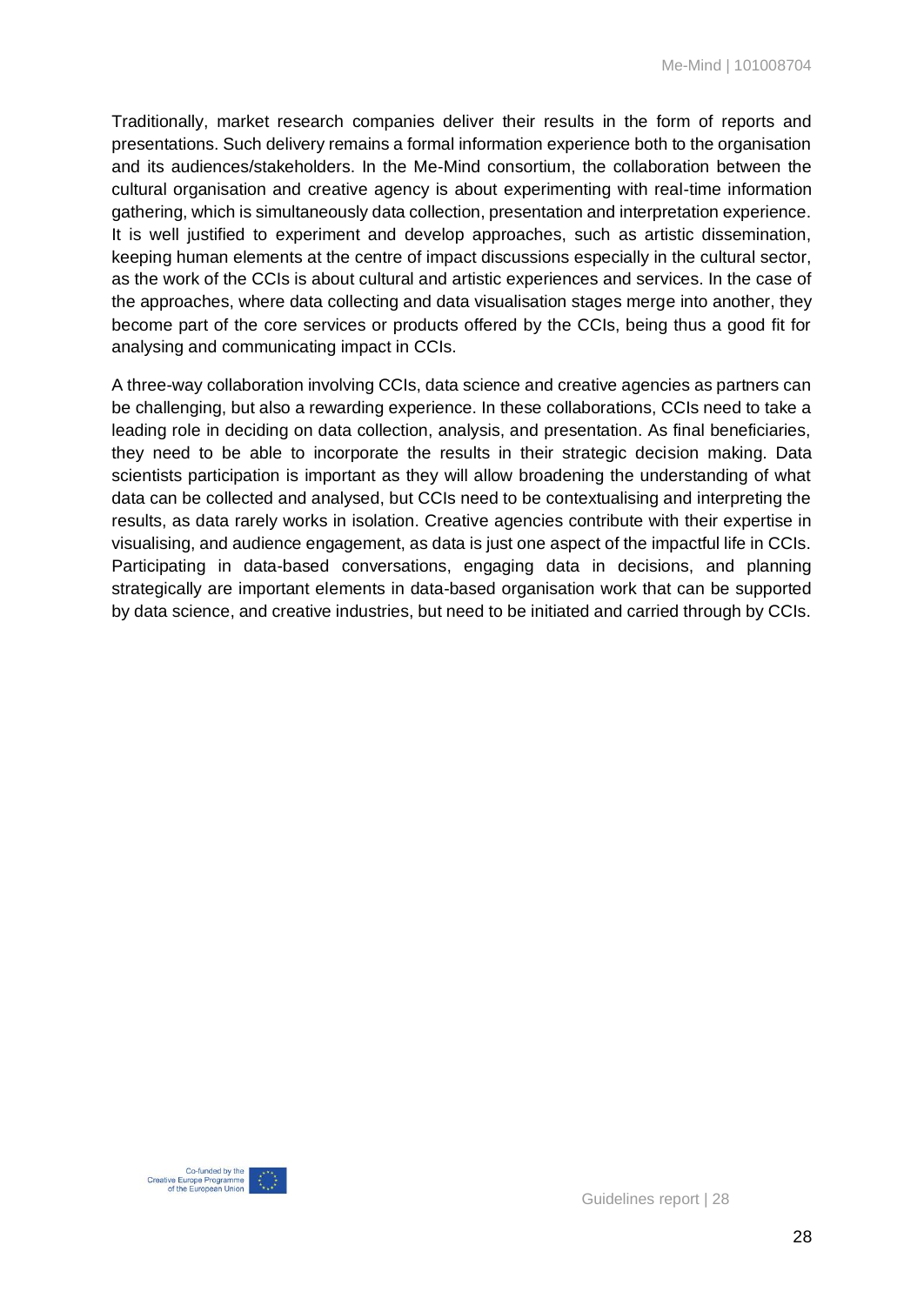Traditionally, market research companies deliver their results in the form of reports and presentations. Such delivery remains a formal information experience both to the organisation and its audiences/stakeholders. In the Me-Mind consortium, the collaboration between the cultural organisation and creative agency is about experimenting with real-time information gathering, which is simultaneously data collection, presentation and interpretation experience. It is well justified to experiment and develop approaches, such as artistic dissemination, keeping human elements at the centre of impact discussions especially in the cultural sector, as the work of the CCIs is about cultural and artistic experiences and services. In the case of the approaches, where data collecting and data visualisation stages merge into another, they become part of the core services or products offered by the CCIs, being thus a good fit for analysing and communicating impact in CCIs.

A three-way collaboration involving CCIs, data science and creative agencies as partners can be challenging, but also a rewarding experience. In these collaborations, CCIs need to take a leading role in deciding on data collection, analysis, and presentation. As final beneficiaries, they need to be able to incorporate the results in their strategic decision making. Data scientists participation is important as they will allow broadening the understanding of what data can be collected and analysed, but CCIs need to be contextualising and interpreting the results, as data rarely works in isolation. Creative agencies contribute with their expertise in visualising, and audience engagement, as data is just one aspect of the impactful life in CCIs. Participating in data-based conversations, engaging data in decisions, and planning strategically are important elements in data-based organisation work that can be supported by data science, and creative industries, but need to be initiated and carried through by CCIs.